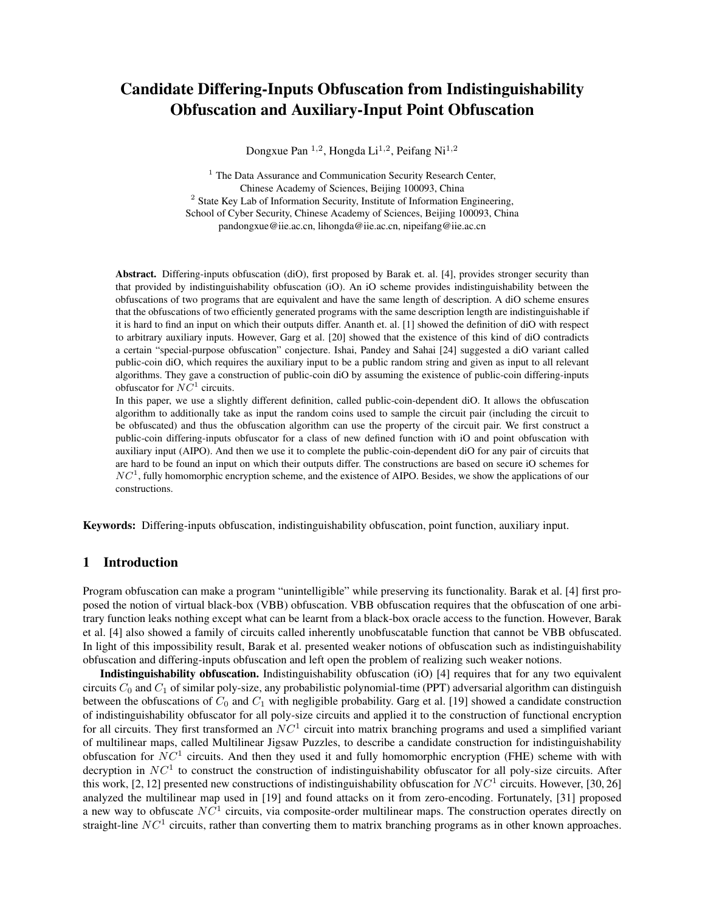# Candidate Differing-Inputs Obfuscation from Indistinguishability Obfuscation and Auxiliary-Input Point Obfuscation

Dongxue Pan [1,2], Hongda Li[1,2], Peifang Ni[1,2]

[1] The Data Assurance and Communication Security Research Center, Chinese Academy of Sciences, Beijing 100093, China
[2] State Key Lab of Information Security, Institute of Information Engineering, School of Cyber Security, Chinese Academy of Sciences, Beijing 100093, China
pandongxue@iie.ac.cn, lihongda@iie.ac.cn, nipeifang@iie.ac.cn

**Abstract.** Differing-inputs obfuscation (diO), first proposed by Barak et. al. [4], provides stronger security than that provided by indistinguishability obfuscation (iO). An iO scheme provides indistinguishability between the obfuscations of two programs that are equivalent and have the same length of description. A diO scheme ensures that the obfuscations of two efficiently generated programs with the same description length are indistinguishable if it is hard to find an input on which their outputs differ. Ananth et. al. [1] showed the definition of diO with respect to arbitrary auxiliary inputs. However, Garg et al. [20] showed that the existence of this kind of diO contradicts a certain "special-purpose obfuscation" conjecture. Ishai, Pandey and Sahai [24] suggested a diO variant called public-coin diO, which requires the auxiliary input to be a public random string and given as input to all relevant algorithms. They gave a construction of public-coin diO by assuming the existence of public-coin differing-inputs obfuscator for $NC^1$ circuits.
In this paper, we use a slightly different definition, called public-coin-dependent diO. It allows the obfuscation algorithm to additionally take as input the random coins used to sample the circuit pair (including the circuit to be obfuscated) and thus the obfuscation algorithm can use the property of the circuit pair. We first construct a public-coin differing-inputs obfuscator for a class of new defined function with iO and point obfuscation with auxiliary input (AIPO). And then we use it to complete the public-coin-dependent diO for any pair of circuits that are hard to be found an input on which their outputs differ. The constructions are based on secure iO schemes for $NC^1$, fully homomorphic encryption scheme, and the existence of AIPO. Besides, we show the applications of our constructions.

**Keywords:** Differing-inputs obfuscation, indistinguishability obfuscation, point function, auxiliary input.

## 1 Introduction

Program obfuscation can make a program "unintelligible" while preserving its functionality. Barak et al. [4] first proposed the notion of virtual black-box (VBB) obfuscation. VBB obfuscation requires that the obfuscation of one arbitrary function leaks nothing except what can be learnt from a black-box oracle access to the function. However, Barak et al. [4] also showed a family of circuits called inherently unobfuscatable function that cannot be VBB obfuscated. In light of this impossibility result, Barak et al. presented weaker notions of obfuscation such as indistinguishability obfuscation and differing-inputs obfuscation and left open the problem of realizing such weaker notions.

**Indistinguishability obfuscation.** Indistinguishability obfuscation (iO) [4] requires that for any two equivalent circuits $C_0$ and $C_1$ of similar poly-size, any probabilistic polynomial-time (PPT) adversarial algorithm can distinguish between the obfuscations of $C_0$ and $C_1$ with negligible probability. Garg et al. [19] showed a candidate construction of indistinguishability obfuscator for all poly-size circuits and applied it to the construction of functional encryption for all circuits. They first transformed an $NC^1$ circuit into matrix branching programs and used a simplified variant of multilinear maps, called Multilinear Jigsaw Puzzles, to describe a candidate construction for indistinguishability obfuscation for $NC^1$ circuits. And then they used it and fully homomorphic encryption (FHE) scheme with with decryption in $NC^1$ to construct the construction of indistinguishability obfuscator for all poly-size circuits. After this work, [2, 12] presented new constructions of indistinguishability obfuscation for $NC^1$ circuits. However, [30, 26] analyzed the multilinear map used in [19] and found attacks on it from zero-encoding. Fortunately, [31] proposed a new way to obfuscate $NC^1$ circuits, via composite-order multilinear maps. The construction operates directly on straight-line $NC^1$ circuits, rather than converting them to matrix branching programs as in other known approaches.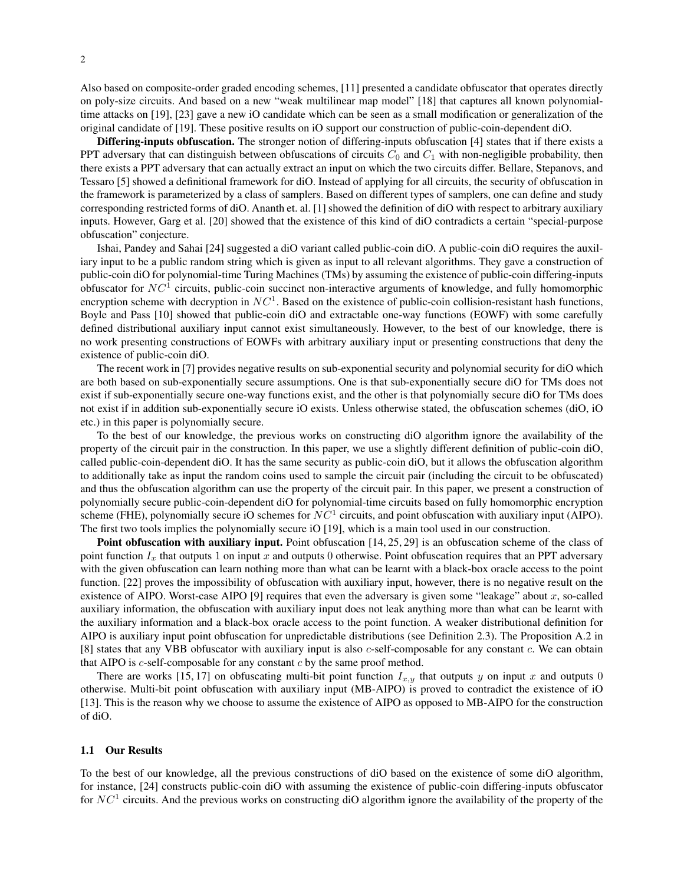Also based on composite-order graded encoding schemes, [11] presented a candidate obfuscator that operates directly on poly-size circuits. And based on a new "weak multilinear map model" [18] that captures all known polynomial-time attacks on [19], [23] gave a new iO candidate which can be seen as a small modification or generalization of the original candidate of [19]. These positive results on iO support our construction of public-coin-dependent diO.

**Differing-inputs obfuscation.** The stronger notion of differing-inputs obfuscation [4] states that if there exists a PPT adversary that can distinguish between obfuscations of circuits $C_0$ and $C_1$ with non-negligible probability, then there exists a PPT adversary that can actually extract an input on which the two circuits differ. Bellare, Stepanovs, and Tessaro [5] showed a definitional framework for diO. Instead of applying for all circuits, the security of obfuscation in the framework is parameterized by a class of samplers. Based on different types of samplers, one can define and study corresponding restricted forms of diO. Ananth et. al. [1] showed the definition of diO with respect to arbitrary auxiliary inputs. However, Garg et al. [20] showed that the existence of this kind of diO contradicts a certain "special-purpose obfuscation" conjecture.

Ishai, Pandey and Sahai [24] suggested a diO variant called public-coin diO. A public-coin diO requires the auxiliary input to be a public random string which is given as input to all relevant algorithms. They gave a construction of public-coin diO for polynomial-time Turing Machines (TMs) by assuming the existence of public-coin differing-inputs obfuscator for $NC^1$ circuits, public-coin succinct non-interactive arguments of knowledge, and fully homomorphic encryption scheme with decryption in $NC^1$. Based on the existence of public-coin collision-resistant hash functions, Boyle and Pass [10] showed that public-coin diO and extractable one-way functions (EOWF) with some carefully defined distributional auxiliary input cannot exist simultaneously. However, to the best of our knowledge, there is no work presenting constructions of EOWFs with arbitrary auxiliary input or presenting constructions that deny the existence of public-coin diO.

The recent work in [7] provides negative results on sub-exponential security and polynomial security for diO which are both based on sub-exponentially secure assumptions. One is that sub-exponentially secure diO for TMs does not exist if sub-exponentially secure one-way functions exist, and the other is that polynomially secure diO for TMs does not exist if in addition sub-exponentially secure iO exists. Unless otherwise stated, the obfuscation schemes (diO, iO etc.) in this paper is polynomially secure.

To the best of our knowledge, the previous works on constructing diO algorithm ignore the availability of the property of the circuit pair in the construction. In this paper, we use a slightly different definition of public-coin diO, called public-coin-dependent diO. It has the same security as public-coin diO, but it allows the obfuscation algorithm to additionally take as input the random coins used to sample the circuit pair (including the circuit to be obfuscated) and thus the obfuscation algorithm can use the property of the circuit pair. In this paper, we present a construction of polynomially secure public-coin-dependent diO for polynomial-time circuits based on fully homomorphic encryption scheme (FHE), polynomially secure iO schemes for $NC^1$ circuits, and point obfuscation with auxiliary input (AIPO). The first two tools implies the polynomially secure iO [19], which is a main tool used in our construction.

**Point obfuscation with auxiliary input.** Point obfuscation [14, 25, 29] is an obfuscation scheme of the class of point function $I_x$ that outputs 1 on input $x$ and outputs 0 otherwise. Point obfuscation requires that an PPT adversary with the given obfuscation can learn nothing more than what can be learnt with a black-box oracle access to the point function. [22] proves the impossibility of obfuscation with auxiliary input, however, there is no negative result on the existence of AIPO. Worst-case AIPO [9] requires that even the adversary is given some "leakage" about $x$, so-called auxiliary information, the obfuscation with auxiliary input does not leak anything more than what can be learnt with the auxiliary information and a black-box oracle access to the point function. A weaker distributional definition for AIPO is auxiliary input point obfuscation for unpredictable distributions (see Definition 2.3). The Proposition A.2 in [8] states that any VBB obfuscator with auxiliary input is also $c$-self-composable for any constant $c$. We can obtain that AIPO is $c$-self-composable for any constant $c$ by the same proof method.

There are works [15, 17] on obfuscating multi-bit point function $I_{x,y}$ that outputs $y$ on input $x$ and outputs 0 otherwise. Multi-bit point obfuscation with auxiliary input (MB-AIPO) is proved to contradict the existence of iO [13]. This is the reason why we choose to assume the existence of AIPO as opposed to MB-AIPO for the construction of diO.

### 1.1 Our Results

To the best of our knowledge, all the previous constructions of diO based on the existence of some diO algorithm, for instance, [24] constructs public-coin diO with assuming the existence of public-coin differing-inputs obfuscator for $NC^1$ circuits. And the previous works on constructing diO algorithm ignore the availability of the property of the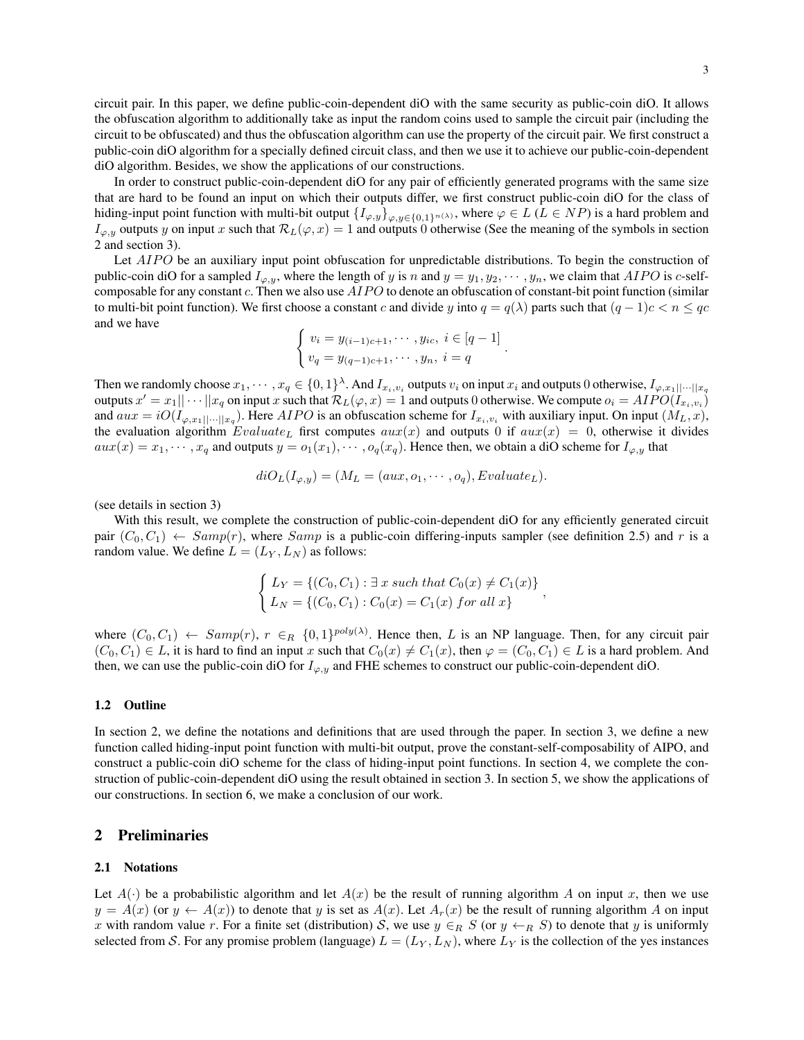circuit pair. In this paper, we define public-coin-dependent diO with the same security as public-coin diO. It allows the obfuscation algorithm to additionally take as input the random coins used to sample the circuit pair (including the circuit to be obfuscated) and thus the obfuscation algorithm can use the property of the circuit pair. We first construct a public-coin diO algorithm for a specially defined circuit class, and then we use it to achieve our public-coin-dependent diO algorithm. Besides, we show the applications of our constructions.

In order to construct public-coin-dependent diO for any pair of efficiently generated programs with the same size that are hard to be found an input on which their outputs differ, we first construct public-coin diO for the class of hiding-input point function with multi-bit output $\{I_{\varphi,y}\}_{\varphi,y\in\{0,1\}^{n(\lambda)}}$, where $\varphi \in L$ ($L \in NP$) is a hard problem and $I_{\varphi,y}$ outputs $y$ on input $x$ such that $\mathcal{R}_L(\varphi, x) = 1$ and outputs 0 otherwise (See the meaning of the symbols in section 2 and section 3).

Let $AIPO$ be an auxiliary input point obfuscation for unpredictable distributions. To begin the construction of public-coin diO for a sampled $I_{\varphi,y}$, where the length of $y$ is $n$ and $y = y_1, y_2, \cdots, y_n$, we claim that $AIPO$ is $c$-self-composable for any constant $c$. Then we also use $AIPO$ to denote an obfuscation of constant-bit point function (similar to multi-bit point function). We first choose a constant $c$ and divide $y$ into $q = q(\lambda)$ parts such that $(q-1)c < n \le qc$ and we have

$$\begin{cases} v_i = y_{(i-1)c+1}, \cdots, y_{ic},\ i \in [q-1] \\ v_q = y_{(q-1)c+1}, \cdots, y_n,\ i = q \end{cases}.$$

Then we randomly choose $x_1, \cdots, x_q \in \{0,1\}^\lambda$. And $I_{x_i,v_i}$ outputs $v_i$ on input $x_i$ and outputs 0 otherwise, $I_{\varphi,x_1||\cdots||x_q}$ outputs $x' = x_1||\cdots||x_q$ on input $x$ such that $\mathcal{R}_L(\varphi, x) = 1$ and outputs 0 otherwise. We compute $o_i = AIPO(I_{x_i,v_i})$ and $aux = iO(I_{\varphi,x_1||\cdots||x_q})$. Here $AIPO$ is an obfuscation scheme for $I_{x_i,v_i}$ with auxiliary input. On input $(M_L, x)$, the evaluation algorithm $Evaluate_L$ first computes $aux(x)$ and outputs 0 if $aux(x) = 0$, otherwise it divides $aux(x) = x_1, \cdots, x_q$ and outputs $y = o_1(x_1), \cdots, o_q(x_q)$. Hence then, we obtain a diO scheme for $I_{\varphi,y}$ that

$$diO_L(I_{\varphi,y}) = (M_L = (aux, o_1, \cdots, o_q), Evaluate_L).$$

(see details in section 3)

With this result, we complete the construction of public-coin-dependent diO for any efficiently generated circuit pair $(C_0, C_1) \leftarrow Samp(r)$, where $Samp$ is a public-coin differing-inputs sampler (see definition 2.5) and $r$ is a random value. We define $L = (L_Y, L_N)$ as follows:

$$\begin{cases} L_Y = \{(C_0, C_1) : \exists\ x\ such\ that\ C_0(x) \neq C_1(x)\} \\ L_N = \{(C_0, C_1) : C_0(x) = C_1(x)\ for\ all\ x\} \end{cases},$$

where $(C_0, C_1) \leftarrow Samp(r)$, $r \in_R \{0,1\}^{poly(\lambda)}$. Hence then, $L$ is an NP language. Then, for any circuit pair $(C_0, C_1) \in L$, it is hard to find an input $x$ such that $C_0(x) \neq C_1(x)$, then $\varphi = (C_0, C_1) \in L$ is a hard problem. And then, we can use the public-coin diO for $I_{\varphi,y}$ and FHE schemes to construct our public-coin-dependent diO.

### 1.2 Outline

In section 2, we define the notations and definitions that are used through the paper. In section 3, we define a new function called hiding-input point function with multi-bit output, prove the constant-self-composability of AIPO, and construct a public-coin diO scheme for the class of hiding-input point functions. In section 4, we complete the construction of public-coin-dependent diO using the result obtained in section 3. In section 5, we show the applications of our constructions. In section 6, we make a conclusion of our work.

## 2 Preliminaries

### 2.1 Notations

Let $A(\cdot)$ be a probabilistic algorithm and let $A(x)$ be the result of running algorithm $A$ on input $x$, then we use $y = A(x)$ (or $y \leftarrow A(x)$) to denote that $y$ is set as $A(x)$. Let $A_r(x)$ be the result of running algorithm $A$ on input $x$ with random value $r$. For a finite set (distribution) $\mathcal{S}$, we use $y \in_R \mathcal{S}$ (or $y \leftarrow_R \mathcal{S}$) to denote that $y$ is uniformly selected from $\mathcal{S}$. For any promise problem (language) $L = (L_Y, L_N)$, where $L_Y$ is the collection of the yes instances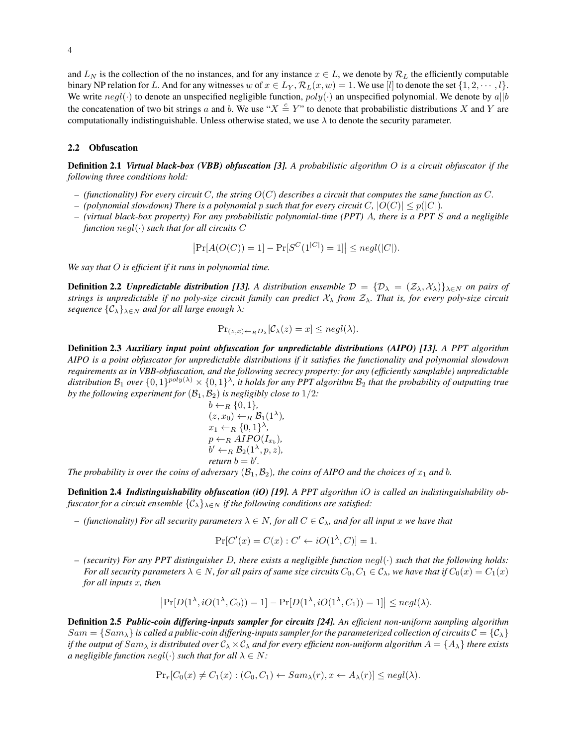and $L_N$ is the collection of the no instances, and for any instance $x \in L$, we denote by $\mathcal{R}_L$ the efficiently computable binary NP relation for $L$. And for any witnesses $w$ of $x \in L_Y$, $\mathcal{R}_L(x, w) = 1$. We use $[l]$ to denote the set $\{1, 2, \cdots, l\}$. We write $negl(\cdot)$ to denote an unspecified negligible function, $poly(\cdot)$ an unspecified polynomial. We denote by $a||b$ the concatenation of two bit strings $a$ and $b$. We use "$X \stackrel{c}{=} Y$" to denote that probabilistic distributions $X$ and $Y$ are computationally indistinguishable. Unless otherwise stated, we use $\lambda$ to denote the security parameter.

### 2.2 Obfuscation

**Definition 2.1** ***Virtual black-box (VBB) obfuscation [3].*** *A probabilistic algorithm $O$ is a circuit obfuscator if the following three conditions hold:*

- *(functionality) For every circuit $C$, the string $O(C)$ describes a circuit that computes the same function as $C$.*
- *(polynomial slowdown) There is a polynomial $p$ such that for every circuit $C$, $|O(C)| \leq p(|C|)$.*
- *(virtual black-box property) For any probabilistic polynomial-time (PPT) $A$, there is a PPT $S$ and a negligible function $negl(\cdot)$ such that for all circuits $C$*

$$\left|\Pr[A(O(C)) = 1] - \Pr[S^C(1^{|C|}) = 1]\right| \leq negl(|C|).$$

*We say that $O$ is efficient if it runs in polynomial time.*

**Definition 2.2** ***Unpredictable distribution [13].*** *A distribution ensemble $\mathcal{D} = \{\mathcal{D}_\lambda = (\mathcal{Z}_\lambda, \mathcal{X}_\lambda)\}_{\lambda \in N}$ on pairs of strings is unpredictable if no poly-size circuit family can predict $\mathcal{X}_\lambda$ from $\mathcal{Z}_\lambda$. That is, for every poly-size circuit sequence $\{\mathcal{C}_\lambda\}_{\lambda \in N}$ and for all large enough $\lambda$:*

$$\Pr_{(z,x) \leftarrow_R D_\lambda}[\mathcal{C}_\lambda(z) = x] \leq negl(\lambda).$$

**Definition 2.3** ***Auxiliary input point obfuscation for unpredictable distributions (AIPO) [13].*** *A PPT algorithm AIPO is a point obfuscator for unpredictable distributions if it satisfies the functionality and polynomial slowdown requirements as in VBB-obfuscation, and the following secrecy property: for any (efficiently samplable) unpredictable distribution $\mathcal{B}_1$ over $\{0,1\}^{poly(\lambda)} \times \{0,1\}^\lambda$, it holds for any PPT algorithm $\mathcal{B}_2$ that the probability of outputting true by the following experiment for $(\mathcal{B}_1, \mathcal{B}_2)$ is negligibly close to $1/2$:*

$b \leftarrow_R \{0,1\}$,
$(z, x_0) \leftarrow_R \mathcal{B}_1(1^\lambda)$,
$x_1 \leftarrow_R \{0,1\}^\lambda$,
$p \leftarrow_R AIPO(I_{x_b})$,
$b' \leftarrow_R \mathcal{B}_2(1^\lambda, p, z)$,
*return* $b = b'$.

*The probability is over the coins of adversary $(\mathcal{B}_1, \mathcal{B}_2)$, the coins of AIPO and the choices of $x_1$ and $b$.*

**Definition 2.4** ***Indistinguishability obfuscation (iO) [19].*** *A PPT algorithm $iO$ is called an indistinguishability obfuscator for a circuit ensemble $\{\mathcal{C}_\lambda\}_{\lambda \in N}$ if the following conditions are satisfied:*

- *(functionality) For all security parameters $\lambda \in N$, for all $C \in \mathcal{C}_\lambda$, and for all input $x$ we have that*

$$\Pr[C'(x) = C(x) : C' \leftarrow iO(1^\lambda, C)] = 1.$$

- *(security) For any PPT distinguisher $D$, there exists a negligible function $negl(\cdot)$ such that the following holds: For all security parameters $\lambda \in N$, for all pairs of same size circuits $C_0, C_1 \in \mathcal{C}_\lambda$, we have that if $C_0(x) = C_1(x)$ for all inputs $x$, then*

$$\left|\Pr[D(1^\lambda, iO(1^\lambda, C_0)) = 1] - \Pr[D(1^\lambda, iO(1^\lambda, C_1)) = 1]\right| \leq negl(\lambda).$$

**Definition 2.5** ***Public-coin differing-inputs sampler for circuits [24].*** *An efficient non-uniform sampling algorithm $Sam = \{Sam_\lambda\}$ is called a public-coin differing-inputs sampler for the parameterized collection of circuits $\mathcal{C} = \{\mathcal{C}_\lambda\}$ if the output of $Sam_\lambda$ is distributed over $\mathcal{C}_\lambda \times \mathcal{C}_\lambda$ and for every efficient non-uniform algorithm $A = \{A_\lambda\}$ there exists a negligible function $negl(\cdot)$ such that for all $\lambda \in N$:*

$$\Pr_r[C_0(x) \neq C_1(x) : (C_0, C_1) \leftarrow Sam_\lambda(r), x \leftarrow A_\lambda(r)] \leq negl(\lambda).$$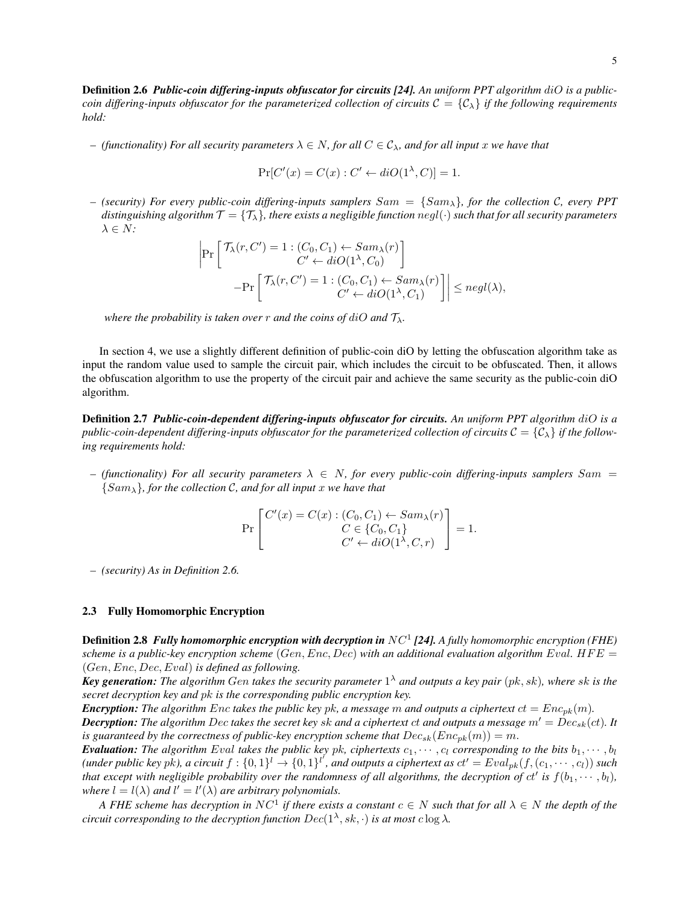**Definition 2.6** ***Public-coin differing-inputs obfuscator for circuits [24].*** *An uniform PPT algorithm $diO$ is a public-coin differing-inputs obfuscator for the parameterized collection of circuits $\mathcal{C} = \{\mathcal{C}_\lambda\}$ if the following requirements hold:*

– *(functionality) For all security parameters $\lambda \in N$, for all $C \in \mathcal{C}_\lambda$, and for all input $x$ we have that*

$$\Pr[C'(x) = C(x) : C' \leftarrow diO(1^\lambda, C)] = 1.$$

– *(security) For every public-coin differing-inputs samplers $Sam = \{Sam_\lambda\}$, for the collection $\mathcal{C}$, every PPT distinguishing algorithm $\mathcal{T} = \{\mathcal{T}_\lambda\}$, there exists a negligible function $negl(\cdot)$ such that for all security parameters $\lambda \in N$:*

$$\left| \Pr\left[ \begin{array}{c} \mathcal{T}_\lambda(r, C') = 1 : (C_0, C_1) \leftarrow Sam_\lambda(r) \\ C' \leftarrow diO(1^\lambda, C_0) \end{array} \right] - \Pr\left[ \begin{array}{c} \mathcal{T}_\lambda(r, C') = 1 : (C_0, C_1) \leftarrow Sam_\lambda(r) \\ C' \leftarrow diO(1^\lambda, C_1) \end{array} \right] \right| \leq negl(\lambda),$$

*where the probability is taken over $r$ and the coins of $diO$ and $\mathcal{T}_\lambda$.*

In section 4, we use a slightly different definition of public-coin diO by letting the obfuscation algorithm take as input the random value used to sample the circuit pair, which includes the circuit to be obfuscated. Then, it allows the obfuscation algorithm to use the property of the circuit pair and achieve the same security as the public-coin diO algorithm.

**Definition 2.7** ***Public-coin-dependent differing-inputs obfuscator for circuits.*** *An uniform PPT algorithm $diO$ is a public-coin-dependent differing-inputs obfuscator for the parameterized collection of circuits $\mathcal{C} = \{\mathcal{C}_\lambda\}$ if the following requirements hold:*

– *(functionality) For all security parameters $\lambda \in N$, for every public-coin differing-inputs samplers $Sam = \{Sam_\lambda\}$, for the collection $\mathcal{C}$, and for all input $x$ we have that*

$$\Pr\left[ \begin{array}{c} C'(x) = C(x) : (C_0, C_1) \leftarrow Sam_\lambda(r) \\ C \in \{C_0, C_1\} \\ C' \leftarrow diO(1^\lambda, C, r) \end{array} \right] = 1.$$

– *(security) As in Definition 2.6.*

### 2.3 Fully Homomorphic Encryption

**Definition 2.8** ***Fully homomorphic encryption with decryption in $NC^1$ [24].*** *A fully homomorphic encryption (FHE) scheme is a public-key encryption scheme $(Gen, Enc, Dec)$ with an additional evaluation algorithm $Eval$. $HFE = (Gen, Enc, Dec, Eval)$ is defined as following.*

***Key generation:*** *The algorithm $Gen$ takes the security parameter $1^\lambda$ and outputs a key pair $(pk, sk)$, where $sk$ is the secret decryption key and $pk$ is the corresponding public encryption key.*

***Encryption:*** *The algorithm $Enc$ takes the public key $pk$, a message $m$ and outputs a ciphertext $ct = Enc_{pk}(m)$.*

***Decryption:*** *The algorithm $Dec$ takes the secret key $sk$ and a ciphertext $ct$ and outputs a message $m' = Dec_{sk}(ct)$. It is guaranteed by the correctness of public-key encryption scheme that $Dec_{sk}(Enc_{pk}(m)) = m$.*

***Evaluation:*** *The algorithm $Eval$ takes the public key $pk$, ciphertexts $c_1, \cdots, c_l$ corresponding to the bits $b_1, \cdots, b_l$ (under public key $pk$), a circuit $f : \{0,1\}^l \rightarrow \{0,1\}^{l'}$, and outputs a ciphertext as $ct' = Eval_{pk}(f, (c_1, \cdots, c_l))$ such that except with negligible probability over the randomness of all algorithms, the decryption of $ct'$ is $f(b_1, \cdots, b_l)$, where $l = l(\lambda)$ and $l' = l'(\lambda)$ are arbitrary polynomials.*

*A FHE scheme has decryption in $NC^1$ if there exists a constant $c \in N$ such that for all $\lambda \in N$ the depth of the circuit corresponding to the decryption function $Dec(1^\lambda, sk, \cdot)$ is at most $c \log \lambda$.*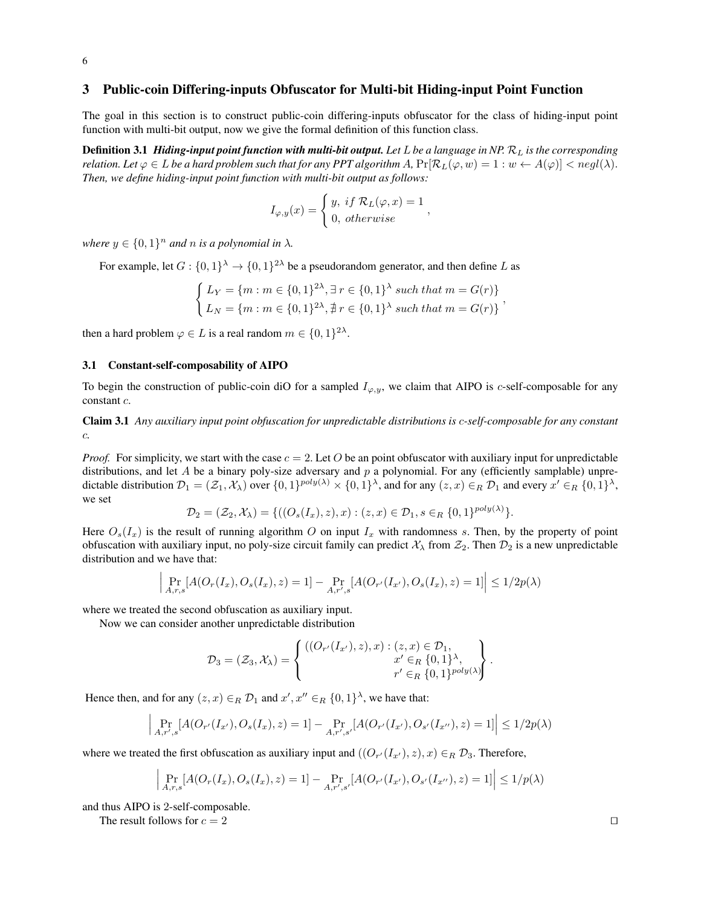## 3 Public-coin Differing-inputs Obfuscator for Multi-bit Hiding-input Point Function

The goal in this section is to construct public-coin differing-inputs obfuscator for the class of hiding-input point function with multi-bit output, now we give the formal definition of this function class.

**Definition 3.1** ***Hiding-input point function with multi-bit output.*** *Let $L$ be a language in NP. $\mathcal{R}_L$ is the corresponding relation. Let $\varphi \in L$ be a hard problem such that for any PPT algorithm $A$, $\Pr[\mathcal{R}_L(\varphi, w) = 1 : w \leftarrow A(\varphi)] < negl(\lambda)$. Then, we define hiding-input point function with multi-bit output as follows:*

$$I_{\varphi,y}(x) = \begin{cases} y, \ if \ \mathcal{R}_L(\varphi, x) = 1 \\ 0, \ otherwise \end{cases},$$

*where $y \in \{0,1\}^n$ and $n$ is a polynomial in $\lambda$.*

For example, let $G : \{0,1\}^\lambda \to \{0,1\}^{2\lambda}$ be a pseudorandom generator, and then define $L$ as

$$\begin{cases} L_Y = \{m : m \in \{0,1\}^{2\lambda}, \exists \ r \in \{0,1\}^\lambda \ such \ that \ m = G(r)\} \\ L_N = \{m : m \in \{0,1\}^{2\lambda}, \nexists \ r \in \{0,1\}^\lambda \ such \ that \ m = G(r)\} \end{cases},$$

then a hard problem $\varphi \in L$ is a real random $m \in \{0,1\}^{2\lambda}$.

### 3.1 Constant-self-composability of AIPO

To begin the construction of public-coin diO for a sampled $I_{\varphi,y}$, we claim that AIPO is $c$-self-composable for any constant $c$.

**Claim 3.1** *Any auxiliary input point obfuscation for unpredictable distributions is $c$-self-composable for any constant $c$.*

*Proof.* For simplicity, we start with the case $c = 2$. Let $O$ be an point obfuscator with auxiliary input for unpredictable distributions, and let $A$ be a binary poly-size adversary and $p$ a polynomial. For any (efficiently samplable) unpredictable distribution $\mathcal{D}_1 = (\mathcal{Z}_1, \mathcal{X}_\lambda)$ over $\{0,1\}^{poly(\lambda)} \times \{0,1\}^\lambda$, and for any $(z, x) \in_R \mathcal{D}_1$ and every $x' \in_R \{0,1\}^\lambda$, we set

$$\mathcal{D}_2 = (\mathcal{Z}_2, \mathcal{X}_\lambda) = \{((O_s(I_x), z), x) : (z, x) \in \mathcal{D}_1, s \in_R \{0,1\}^{poly(\lambda)}\}.$$

Here $O_s(I_x)$ is the result of running algorithm $O$ on input $I_x$ with randomness $s$. Then, by the property of point obfuscation with auxiliary input, no poly-size circuit family can predict $\mathcal{X}_\lambda$ from $\mathcal{Z}_2$. Then $\mathcal{D}_2$ is a new unpredictable distribution and we have that:

$$\left| \Pr_{A,r,s}[A(O_r(I_x), O_s(I_x), z) = 1] - \Pr_{A,r',s}[A(O_{r'}(I_{x'}), O_s(I_x), z) = 1] \right| \leq 1/2p(\lambda)$$

where we treated the second obfuscation as auxiliary input.

Now we can consider another unpredictable distribution

$$\mathcal{D}_3 = (\mathcal{Z}_3, \mathcal{X}_\lambda) = \left\{ \begin{array}{r} ((O_{r'}(I_{x'}), z), x) : (z, x) \in \mathcal{D}_1, \\ x' \in_R \{0,1\}^\lambda, \\ r' \in_R \{0,1\}^{poly(\lambda)} \end{array} \right\}.$$

Hence then, and for any $(z, x) \in_R \mathcal{D}_1$ and $x', x'' \in_R \{0,1\}^\lambda$, we have that:

$$\left| \Pr_{A,r',s}[A(O_{r'}(I_{x'}), O_s(I_x), z) = 1] - \Pr_{A,r',s'}[A(O_{r'}(I_{x'}), O_{s'}(I_{x''}), z) = 1] \right| \leq 1/2p(\lambda)$$

where we treated the first obfuscation as auxiliary input and $((O_{r'}(I_{x'}), z), x) \in_R \mathcal{D}_3$. Therefore,

$$\left| \Pr_{A,r,s}[A(O_r(I_x), O_s(I_x), z) = 1] - \Pr_{A,r',s'}[A(O_{r'}(I_{x'}), O_{s'}(I_{x''}), z) = 1] \right| \leq 1/p(\lambda)$$

and thus AIPO is 2-self-composable.

The result follows for $c = 2$ □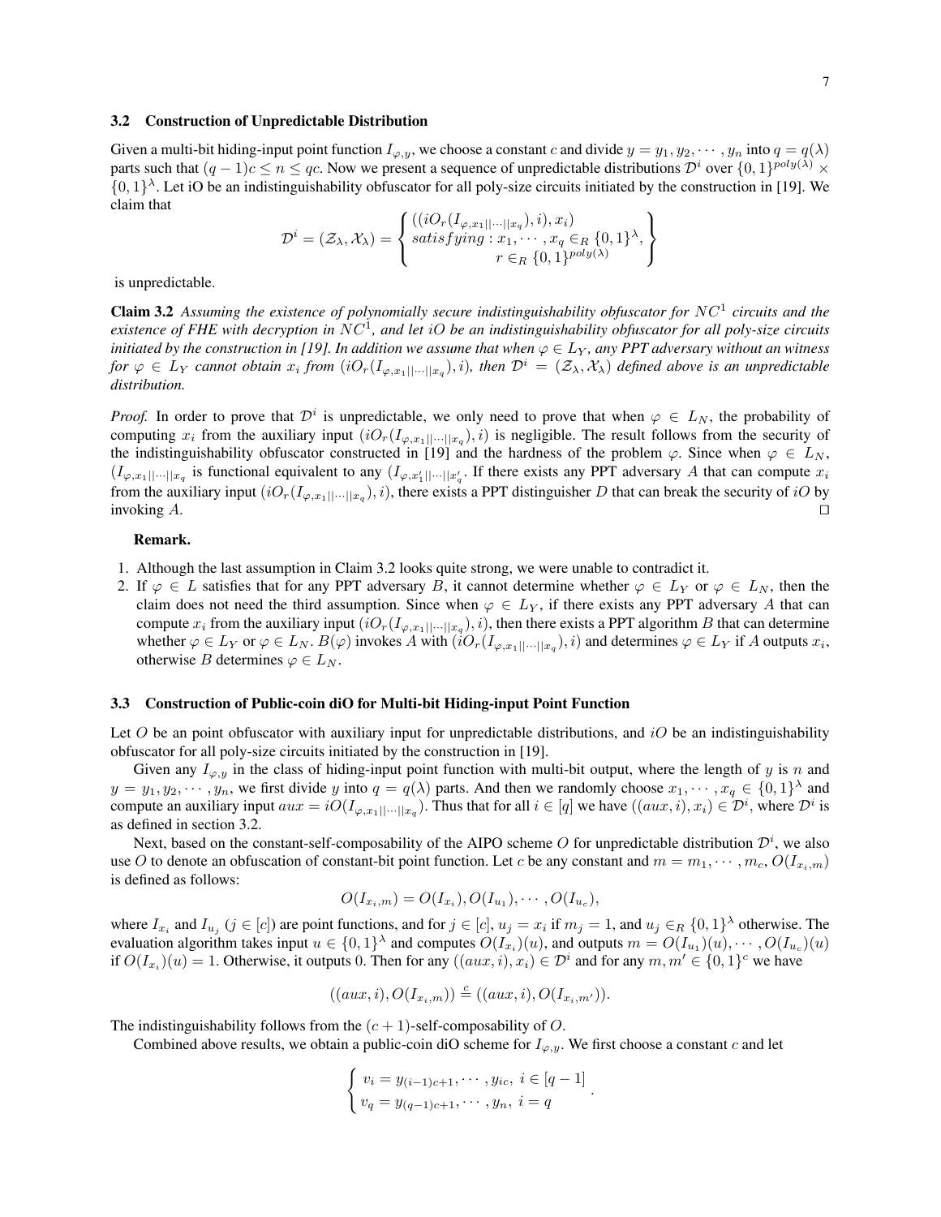### 3.2 Construction of Unpredictable Distribution

Given a multi-bit hiding-input point function $I_{\varphi,y}$, we choose a constant $c$ and divide $y = y_1, y_2, \cdots, y_n$ into $q = q(\lambda)$ parts such that $(q-1)c \leq n \leq qc$. Now we present a sequence of unpredictable distributions $\mathcal{D}^i$ over $\{0,1\}^{poly(\lambda)} \times \{0,1\}^\lambda$. Let iO be an indistinguishability obfuscator for all poly-size circuits initiated by the construction in [19]. We claim that

$$\mathcal{D}^i = (\mathcal{Z}_\lambda, \mathcal{X}_\lambda) = \left\{ \begin{array}{c} ((iO_r(I_{\varphi,x_1||\cdots||x_q}), i), x_i) \\ satisfying: x_1, \cdots, x_q \in_R \{0,1\}^\lambda, \\ r \in_R \{0,1\}^{poly(\lambda)} \end{array} \right\}$$

is unpredictable.

**Claim 3.2** *Assuming the existence of polynomially secure indistinguishability obfuscator for $NC^1$ circuits and the existence of FHE with decryption in $NC^1$, and let $iO$ be an indistinguishability obfuscator for all poly-size circuits initiated by the construction in [19]. In addition we assume that when $\varphi \in L_Y$, any PPT adversary without an witness for $\varphi \in L_Y$ cannot obtain $x_i$ from $(iO_r(I_{\varphi,x_1||\cdots||x_q}), i)$, then $\mathcal{D}^i = (\mathcal{Z}_\lambda, \mathcal{X}_\lambda)$ defined above is an unpredictable distribution.*

*Proof.* In order to prove that $\mathcal{D}^i$ is unpredictable, we only need to prove that when $\varphi \in L_N$, the probability of computing $x_i$ from the auxiliary input $(iO_r(I_{\varphi,x_1||\cdots||x_q}), i)$ is negligible. The result follows from the security of the indistinguishability obfuscator constructed in [19] and the hardness of the problem $\varphi$. Since when $\varphi \in L_N$, $(I_{\varphi,x_1||\cdots||x_q}$ is functional equivalent to any $(I_{\varphi,x'_1||\cdots||x'_q}$. If there exists any PPT adversary $A$ that can compute $x_i$ from the auxiliary input $(iO_r(I_{\varphi,x_1||\cdots||x_q}), i)$, there exists a PPT distinguisher $D$ that can break the security of $iO$ by invoking $A$. ◻

**Remark.**

1. Although the last assumption in Claim 3.2 looks quite strong, we were unable to contradict it.
2. If $\varphi \in L$ satisfies that for any PPT adversary $B$, it cannot determine whether $\varphi \in L_Y$ or $\varphi \in L_N$, then the claim does not need the third assumption. Since when $\varphi \in L_Y$, if there exists any PPT adversary $A$ that can compute $x_i$ from the auxiliary input $(iO_r(I_{\varphi,x_1||\cdots||x_q}), i)$, then there exists a PPT algorithm $B$ that can determine whether $\varphi \in L_Y$ or $\varphi \in L_N$. $B(\varphi)$ invokes $A$ with $(iO_r(I_{\varphi,x_1||\cdots||x_q}), i)$ and determines $\varphi \in L_Y$ if $A$ outputs $x_i$, otherwise $B$ determines $\varphi \in L_N$.

### 3.3 Construction of Public-coin diO for Multi-bit Hiding-input Point Function

Let $O$ be an point obfuscator with auxiliary input for unpredictable distributions, and $iO$ be an indistinguishability obfuscator for all poly-size circuits initiated by the construction in [19].

Given any $I_{\varphi,y}$ in the class of hiding-input point function with multi-bit output, where the length of $y$ is $n$ and $y = y_1, y_2, \cdots, y_n$, we first divide $y$ into $q = q(\lambda)$ parts. And then we randomly choose $x_1, \cdots, x_q \in \{0,1\}^\lambda$ and compute an auxiliary input $aux = iO(I_{\varphi,x_1||\cdots||x_q})$. Thus that for all $i \in [q]$ we have $((aux, i), x_i) \in \mathcal{D}^i$, where $\mathcal{D}^i$ is as defined in section 3.2.

Next, based on the constant-self-composability of the AIPO scheme $O$ for unpredictable distribution $\mathcal{D}^i$, we also use $O$ to denote an obfuscation of constant-bit point function. Let $c$ be any constant and $m = m_1, \cdots, m_c$, $O(I_{x_i,m})$ is defined as follows:

$$O(I_{x_i,m}) = O(I_{x_i}), O(I_{u_1}), \cdots, O(I_{u_c}),$$

where $I_{x_i}$ and $I_{u_j}$ ($j \in [c]$) are point functions, and for $j \in [c]$, $u_j = x_i$ if $m_j = 1$, and $u_j \in_R \{0,1\}^\lambda$ otherwise. The evaluation algorithm takes input $u \in \{0,1\}^\lambda$ and computes $O(I_{x_i})(u)$, and outputs $m = O(I_{u_1})(u), \cdots, O(I_{u_c})(u)$ if $O(I_{x_i})(u) = 1$. Otherwise, it outputs 0. Then for any $((aux, i), x_i) \in \mathcal{D}^i$ and for any $m, m' \in \{0,1\}^c$ we have

$$((aux, i), O(I_{x_i,m})) \stackrel{c}{=} ((aux, i), O(I_{x_i,m'})).$$

The indistinguishability follows from the $(c+1)$-self-composability of $O$.

Combined above results, we obtain a public-coin diO scheme for $I_{\varphi,y}$. We first choose a constant $c$ and let

$$\left\{ \begin{array}{l} v_i = y_{(i-1)c+1}, \cdots, y_{ic}, \ i \in [q-1] \\ v_q = y_{(q-1)c+1}, \cdots, y_n, \ i = q \end{array} \right. .$$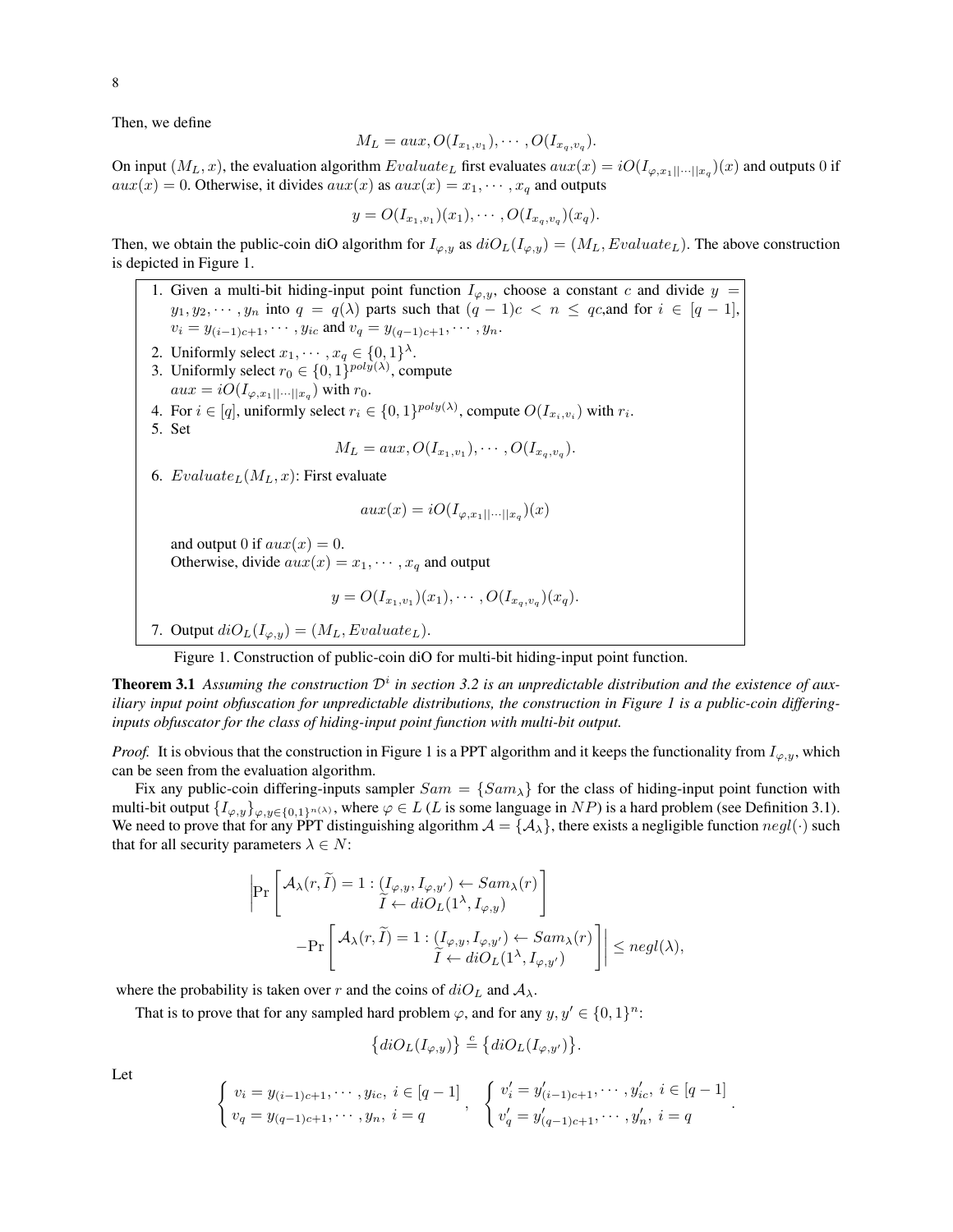Then, we define

$$M_L = aux, O(I_{x_1,v_1}), \cdots, O(I_{x_q,v_q}).$$

On input $(M_L, x)$, the evaluation algorithm $Evaluate_L$ first evaluates $aux(x) = iO(I_{\varphi,x_1||\cdots||x_q})(x)$ and outputs 0 if $aux(x) = 0$. Otherwise, it divides $aux(x)$ as $aux(x) = x_1, \cdots, x_q$ and outputs

$$y = O(I_{x_1,v_1})(x_1), \cdots, O(I_{x_q,v_q})(x_q).$$

Then, we obtain the public-coin diO algorithm for $I_{\varphi,y}$ as $diO_L(I_{\varphi,y}) = (M_L, Evaluate_L)$. The above construction is depicted in Figure 1.

1. Given a multi-bit hiding-input point function $I_{\varphi,y}$, choose a constant $c$ and divide $y = y_1, y_2, \cdots, y_n$ into $q = q(\lambda)$ parts such that $(q-1)c < n \le qc$,and for $i \in [q-1]$, $v_i = y_{(i-1)c+1}, \cdots, y_{ic}$ and $v_q = y_{(q-1)c+1}, \cdots, y_n$.
2. Uniformly select $x_1, \cdots, x_q \in \{0,1\}^\lambda$.
3. Uniformly select $r_0 \in \{0,1\}^{poly(\lambda)}$, compute $aux = iO(I_{\varphi,x_1||\cdots||x_q})$ with $r_0$.
4. For $i \in [q]$, uniformly select $r_i \in \{0,1\}^{poly(\lambda)}$, compute $O(I_{x_i,v_i})$ with $r_i$.
5. Set
$$M_L = aux, O(I_{x_1,v_1}), \cdots, O(I_{x_q,v_q}).$$
6. $Evaluate_L(M_L, x)$: First evaluate
$$aux(x) = iO(I_{\varphi,x_1||\cdots||x_q})(x)$$
and output 0 if $aux(x) = 0$.
Otherwise, divide $aux(x) = x_1, \cdots, x_q$ and output
$$y = O(I_{x_1,v_1})(x_1), \cdots, O(I_{x_q,v_q})(x_q).$$
7. Output $diO_L(I_{\varphi,y}) = (M_L, Evaluate_L)$.

Figure 1. Construction of public-coin diO for multi-bit hiding-input point function.

**Theorem 3.1** *Assuming the construction $\mathcal{D}^i$ in section 3.2 is an unpredictable distribution and the existence of auxiliary input point obfuscation for unpredictable distributions, the construction in Figure 1 is a public-coin differing-inputs obfuscator for the class of hiding-input point function with multi-bit output.*

*Proof.* It is obvious that the construction in Figure 1 is a PPT algorithm and it keeps the functionality from $I_{\varphi,y}$, which can be seen from the evaluation algorithm.

Fix any public-coin differing-inputs sampler $Sam = \{Sam_\lambda\}$ for the class of hiding-input point function with multi-bit output $\{I_{\varphi,y}\}_{\varphi,y\in\{0,1\}^{n(\lambda)}}$, where $\varphi \in L$ ($L$ is some language in $NP$) is a hard problem (see Definition 3.1). We need to prove that for any PPT distinguishing algorithm $\mathcal{A} = \{\mathcal{A}_\lambda\}$, there exists a negligible function $negl(\cdot)$ such that for all security parameters $\lambda \in N$:

$$\left| \Pr\left[ \begin{array}{c} \mathcal{A}_\lambda(r, \widetilde{I}) = 1 : (I_{\varphi,y}, I_{\varphi,y'}) \leftarrow Sam_\lambda(r) \\ \widetilde{I} \leftarrow diO_L(1^\lambda, I_{\varphi,y}) \end{array} \right] - \Pr\left[ \begin{array}{c} \mathcal{A}_\lambda(r, \widetilde{I}) = 1 : (I_{\varphi,y}, I_{\varphi,y'}) \leftarrow Sam_\lambda(r) \\ \widetilde{I} \leftarrow diO_L(1^\lambda, I_{\varphi,y'}) \end{array} \right] \right| \le negl(\lambda),$$

where the probability is taken over $r$ and the coins of $diO_L$ and $\mathcal{A}_\lambda$.

That is to prove that for any sampled hard problem $\varphi$, and for any $y, y' \in \{0,1\}^n$:

$$\{diO_L(I_{\varphi,y})\} \stackrel{c}{=} \{diO_L(I_{\varphi,y'})\}.$$

Let

$$\begin{cases} v_i = y_{(i-1)c+1}, \cdots, y_{ic}, \ i \in [q-1] \\ v_q = y_{(q-1)c+1}, \cdots, y_n, \ i = q \end{cases}, \quad \begin{cases} v'_i = y'_{(i-1)c+1}, \cdots, y'_{ic}, \ i \in [q-1] \\ v'_q = y'_{(q-1)c+1}, \cdots, y'_n, \ i = q \end{cases}.$$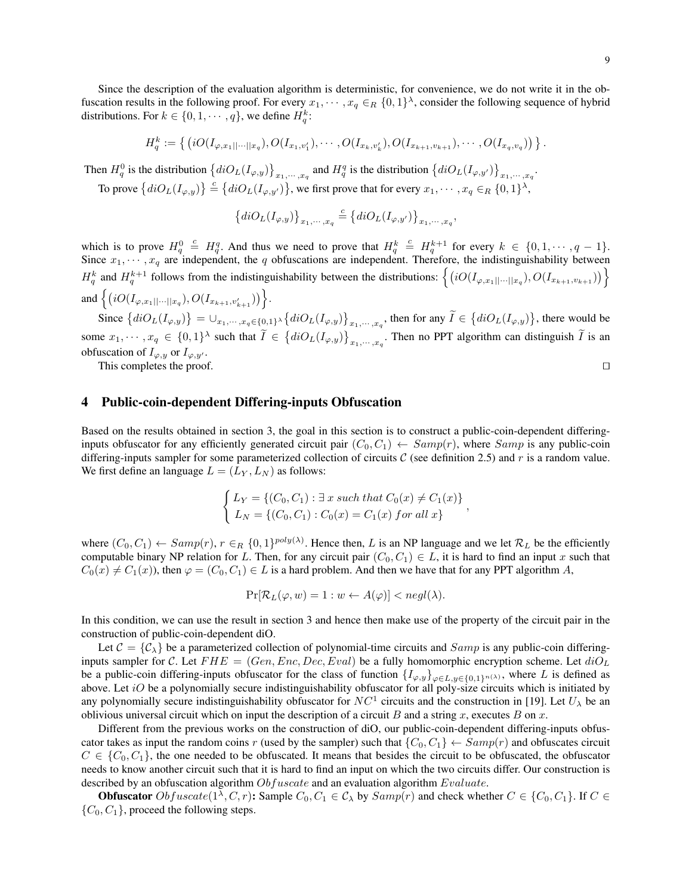Since the description of the evaluation algorithm is deterministic, for convenience, we do not write it in the obfuscation results in the following proof. For every $x_1, \cdots, x_q \in_R \{0,1\}^\lambda$, consider the following sequence of hybrid distributions. For $k \in \{0, 1, \cdots, q\}$, we define $H_q^k$:

$$H_q^k := \left\{ \left(iO(I_{\varphi,x_1||\cdots||x_q}), O(I_{x_1,v_1'}), \cdots, O(I_{x_k,v_k'}), O(I_{x_{k+1},v_{k+1}}), \cdots, O(I_{x_q,v_q})\right) \right\}.$$

Then $H_q^0$ is the distribution $\left\{diO_L(I_{\varphi,y})\right\}_{x_1,\cdots,x_q}$ and $H_q^q$ is the distribution $\left\{diO_L(I_{\varphi,y'})\right\}_{x_1,\cdots,x_q}$.

To prove $\left\{diO_L(I_{\varphi,y})\right\} \stackrel{c}{=} \left\{diO_L(I_{\varphi,y'})\right\}$, we first prove that for every $x_1, \cdots, x_q \in_R \{0,1\}^\lambda$,

$$\left\{diO_L(I_{\varphi,y})\right\}_{x_1,\cdots,x_q} \stackrel{c}{=} \left\{diO_L(I_{\varphi,y'})\right\}_{x_1,\cdots,x_q},$$

which is to prove $H_q^0 \stackrel{c}{=} H_q^q$. And thus we need to prove that $H_q^k \stackrel{c}{=} H_q^{k+1}$ for every $k \in \{0, 1, \cdots, q-1\}$. Since $x_1, \cdots, x_q$ are independent, the $q$ obfuscations are independent. Therefore, the indistinguishability between $H_q^k$ and $H_q^{k+1}$ follows from the indistinguishability between the distributions: $\left\{\left(iO(I_{\varphi,x_1||\cdots||x_q}), O(I_{x_{k+1},v_{k+1}})\right)\right\}$ and $\left\{\left(iO(I_{\varphi,x_1||\cdots||x_q}), O(I_{x_{k+1},v_{k+1}'})\right)\right\}$.

Since $\left\{diO_L(I_{\varphi,y})\right\} = \cup_{x_1,\cdots,x_q \in \{0,1\}^\lambda}\left\{diO_L(I_{\varphi,y})\right\}_{x_1,\cdots,x_q}$, then for any $\widetilde{I} \in \left\{diO_L(I_{\varphi,y})\right\}$, there would be some $x_1, \cdots, x_q \in \{0,1\}^\lambda$ such that $\widetilde{I} \in \left\{diO_L(I_{\varphi,y})\right\}_{x_1,\cdots,x_q}$. Then no PPT algorithm can distinguish $\widetilde{I}$ is an obfuscation of $I_{\varphi,y}$ or $I_{\varphi,y'}$.

This completes the proof. □

## 4 Public-coin-dependent Differing-inputs Obfuscation

Based on the results obtained in section 3, the goal in this section is to construct a public-coin-dependent differing-inputs obfuscator for any efficiently generated circuit pair $(C_0, C_1) \leftarrow Samp(r)$, where $Samp$ is any public-coin differing-inputs sampler for some parameterized collection of circuits $\mathcal{C}$ (see definition 2.5) and $r$ is a random value. We first define an language $L = (L_Y, L_N)$ as follows:

$$\begin{cases} L_Y = \{(C_0, C_1) : \exists\, x \; such \; that \; C_0(x) \neq C_1(x)\} \\ L_N = \{(C_0, C_1) : C_0(x) = C_1(x) \; for \; all \; x\} \end{cases},$$

where $(C_0, C_1) \leftarrow Samp(r)$, $r \in_R \{0,1\}^{poly(\lambda)}$. Hence then, $L$ is an NP language and we let $\mathcal{R}_L$ be the efficiently computable binary NP relation for $L$. Then, for any circuit pair $(C_0, C_1) \in L$, it is hard to find an input $x$ such that $C_0(x) \neq C_1(x)$), then $\varphi = (C_0, C_1) \in L$ is a hard problem. And then we have that for any PPT algorithm $A$,

$$\Pr[\mathcal{R}_L(\varphi, w) = 1 : w \leftarrow A(\varphi)] < negl(\lambda).$$

In this condition, we can use the result in section 3 and hence then make use of the property of the circuit pair in the construction of public-coin-dependent diO.

Let $\mathcal{C} = \{\mathcal{C}_\lambda\}$ be a parameterized collection of polynomial-time circuits and $Samp$ is any public-coin differing-inputs sampler for $\mathcal{C}$. Let $FHE = (Gen, Enc, Dec, Eval)$ be a fully homomorphic encryption scheme. Let $diO_L$ be a public-coin differing-inputs obfuscator for the class of function $\{I_{\varphi,y}\}_{\varphi \in L, y \in \{0,1\}^{n(\lambda)}}$, where $L$ is defined as above. Let $iO$ be a polynomially secure indistinguishability obfuscator for all poly-size circuits which is initiated by any polynomially secure indistinguishability obfuscator for $NC^1$ circuits and the construction in [19]. Let $U_\lambda$ be an oblivious universal circuit which on input the description of a circuit $B$ and a string $x$, executes $B$ on $x$.

Different from the previous works on the construction of diO, our public-coin-dependent differing-inputs obfuscator takes as input the random coins $r$ (used by the sampler) such that $\{C_0, C_1\} \leftarrow Samp(r)$ and obfuscates circuit $C \in \{C_0, C_1\}$, the one needed to be obfuscated. It means that besides the circuit to be obfuscated, the obfuscator needs to know another circuit such that it is hard to find an input on which the two circuits differ. Our construction is described by an obfuscation algorithm $Obfuscate$ and an evaluation algorithm $Evaluate$.

**Obfuscator** $Obfuscate(1^\lambda, C, r)$**:** Sample $C_0, C_1 \in \mathcal{C}_\lambda$ by $Samp(r)$ and check whether $C \in \{C_0, C_1\}$. If $C \in \{C_0, C_1\}$, proceed the following steps.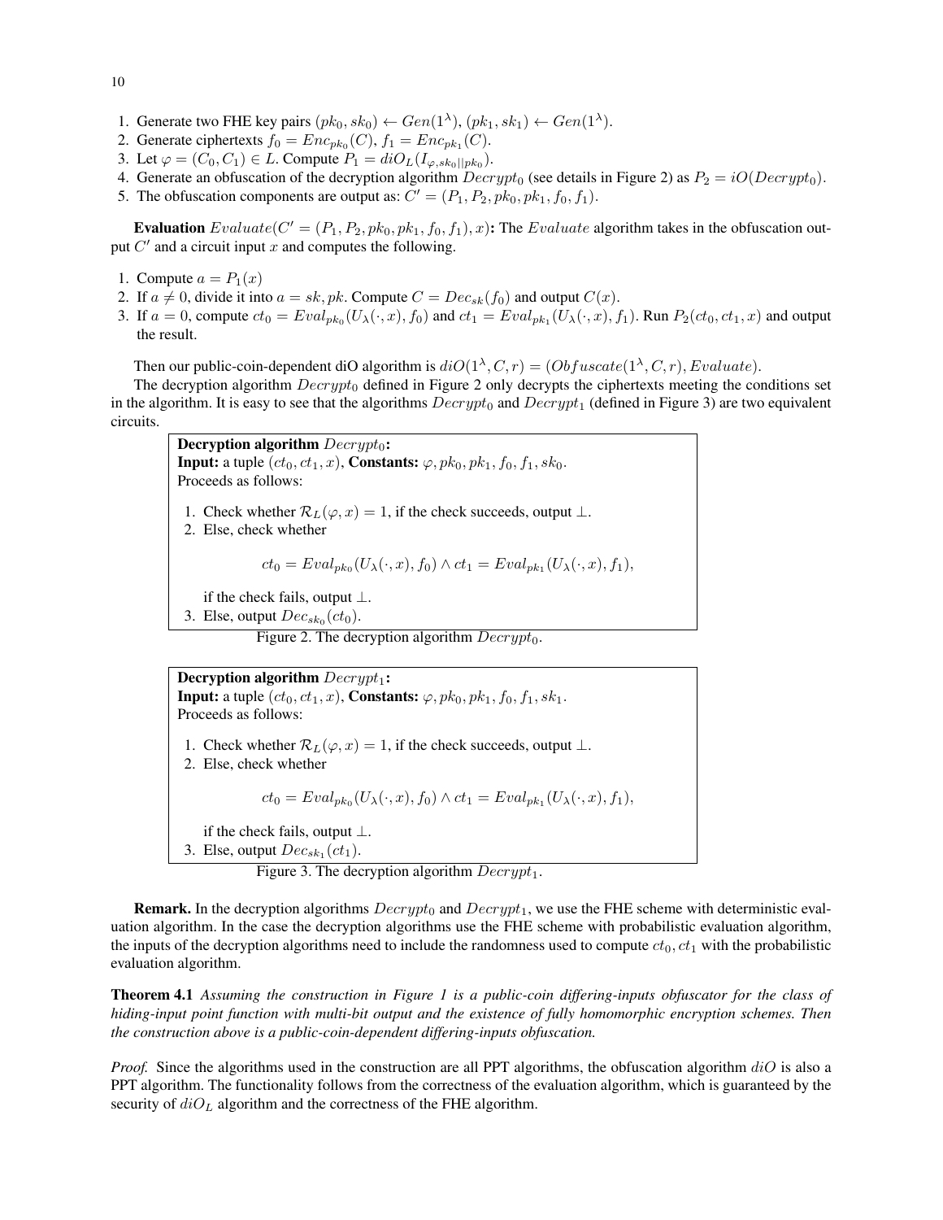1. Generate two FHE key pairs $(pk_0, sk_0) \leftarrow Gen(1^\lambda)$, $(pk_1, sk_1) \leftarrow Gen(1^\lambda)$.
2. Generate ciphertexts $f_0 = Enc_{pk_0}(C)$, $f_1 = Enc_{pk_1}(C)$.
3. Let $\varphi = (C_0, C_1) \in L$. Compute $P_1 = diO_L(I_{\varphi, sk_0||pk_0})$.
4. Generate an obfuscation of the decryption algorithm $Decrypt_0$ (see details in Figure 2) as $P_2 = iO(Decrypt_0)$.
5. The obfuscation components are output as: $C' = (P_1, P_2, pk_0, pk_1, f_0, f_1)$.

**Evaluation** $Evaluate(C' = (P_1, P_2, pk_0, pk_1, f_0, f_1), x)$**:** The $Evaluate$ algorithm takes in the obfuscation output $C'$ and a circuit input $x$ and computes the following.

1. Compute $a = P_1(x)$
2. If $a \neq 0$, divide it into $a = sk, pk$. Compute $C = Dec_{sk}(f_0)$ and output $C(x)$.
3. If $a = 0$, compute $ct_0 = Eval_{pk_0}(U_\lambda(\cdot, x), f_0)$ and $ct_1 = Eval_{pk_1}(U_\lambda(\cdot, x), f_1)$. Run $P_2(ct_0, ct_1, x)$ and output the result.

Then our public-coin-dependent diO algorithm is $diO(1^\lambda, C, r) = (Obfuscate(1^\lambda, C, r), Evaluate)$.

The decryption algorithm $Decrypt_0$ defined in Figure 2 only decrypts the ciphertexts meeting the conditions set in the algorithm. It is easy to see that the algorithms $Decrypt_0$ and $Decrypt_1$ (defined in Figure 3) are two equivalent circuits.

**Decryption algorithm** $Decrypt_0$**:**
**Input:** a tuple $(ct_0, ct_1, x)$, **Constants:** $\varphi, pk_0, pk_1, f_0, f_1, sk_0$.
Proceeds as follows:

1. Check whether $\mathcal{R}_L(\varphi, x) = 1$, if the check succeeds, output $\perp$.
2. Else, check whether

$$ct_0 = Eval_{pk_0}(U_\lambda(\cdot, x), f_0) \wedge ct_1 = Eval_{pk_1}(U_\lambda(\cdot, x), f_1),$$

   if the check fails, output $\perp$.
3. Else, output $Dec_{sk_0}(ct_0)$.

Figure 2. The decryption algorithm $Decrypt_0$.

**Decryption algorithm** $Decrypt_1$**:**
**Input:** a tuple $(ct_0, ct_1, x)$, **Constants:** $\varphi, pk_0, pk_1, f_0, f_1, sk_1$.
Proceeds as follows:

1. Check whether $\mathcal{R}_L(\varphi, x) = 1$, if the check succeeds, output $\perp$.
2. Else, check whether

$$ct_0 = Eval_{pk_0}(U_\lambda(\cdot, x), f_0) \wedge ct_1 = Eval_{pk_1}(U_\lambda(\cdot, x), f_1),$$

   if the check fails, output $\perp$.
3. Else, output $Dec_{sk_1}(ct_1)$.

Figure 3. The decryption algorithm $Decrypt_1$.

**Remark.** In the decryption algorithms $Decrypt_0$ and $Decrypt_1$, we use the FHE scheme with deterministic evaluation algorithm. In the case the decryption algorithms use the FHE scheme with probabilistic evaluation algorithm, the inputs of the decryption algorithms need to include the randomness used to compute $ct_0, ct_1$ with the probabilistic evaluation algorithm.

**Theorem 4.1** *Assuming the construction in Figure 1 is a public-coin differing-inputs obfuscator for the class of hiding-input point function with multi-bit output and the existence of fully homomorphic encryption schemes. Then the construction above is a public-coin-dependent differing-inputs obfuscation.*

*Proof.* Since the algorithms used in the construction are all PPT algorithms, the obfuscation algorithm $diO$ is also a PPT algorithm. The functionality follows from the correctness of the evaluation algorithm, which is guaranteed by the security of $diO_L$ algorithm and the correctness of the FHE algorithm.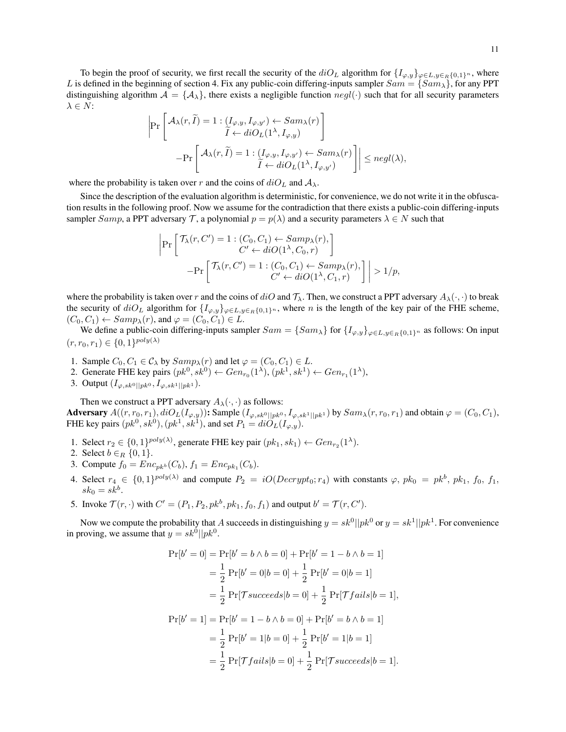To begin the proof of security, we first recall the security of the $diO_L$ algorithm for $\{I_{\varphi,y}\}_{\varphi\in L, y\in_R\{0,1\}^n}$, where $L$ is defined in the beginning of section 4. Fix any public-coin differing-inputs sampler $Sam = \{Sam_\lambda\}$, for any PPT distinguishing algorithm $\mathcal{A} = \{\mathcal{A}_\lambda\}$, there exists a negligible function $negl(\cdot)$ such that for all security parameters $\lambda \in N$:

$$\left|\Pr\left[\begin{array}{c}\mathcal{A}_\lambda(r, \widetilde{I}) = 1 : (I_{\varphi,y}, I_{\varphi,y'}) \leftarrow Sam_\lambda(r)\\ \widetilde{I} \leftarrow diO_L(1^\lambda, I_{\varphi,y})\end{array}\right] - \Pr\left[\begin{array}{c}\mathcal{A}_\lambda(r, \widetilde{I}) = 1 : (I_{\varphi,y}, I_{\varphi,y'}) \leftarrow Sam_\lambda(r)\\ \widetilde{I} \leftarrow diO_L(1^\lambda, I_{\varphi,y'})\end{array}\right]\right| \leq negl(\lambda),$$

where the probability is taken over $r$ and the coins of $diO_L$ and $\mathcal{A}_\lambda$.

Since the description of the evaluation algorithm is deterministic, for convenience, we do not write it in the obfuscation results in the following proof. Now we assume for the contradiction that there exists a public-coin differing-inputs sampler $Samp$, a PPT adversary $\mathcal{T}$, a polynomial $p = p(\lambda)$ and a security parameters $\lambda \in N$ such that

$$\left|\Pr\left[\begin{array}{c}\mathcal{T}_\lambda(r, C') = 1 : (C_0, C_1) \leftarrow Samp_\lambda(r),\\ C' \leftarrow diO(1^\lambda, C_0, r)\end{array}\right] - \Pr\left[\begin{array}{c}\mathcal{T}_\lambda(r, C') = 1 : (C_0, C_1) \leftarrow Samp_\lambda(r),\\ C' \leftarrow diO(1^\lambda, C_1, r)\end{array}\right]\right| > 1/p,$$

where the probability is taken over $r$ and the coins of $diO$ and $\mathcal{T}_\lambda$. Then, we construct a PPT adversary $A_\lambda(\cdot,\cdot)$ to break the security of $diO_L$ algorithm for $\{I_{\varphi,y}\}_{\varphi\in L, y\in_R\{0,1\}^n}$, where $n$ is the length of the key pair of the FHE scheme, $(C_0, C_1) \leftarrow Samp_\lambda(r)$, and $\varphi = (C_0, C_1) \in L$.

We define a public-coin differing-inputs sampler $Sam = \{Sam_\lambda\}$ for $\{I_{\varphi,y}\}_{\varphi\in L, y\in_R\{0,1\}^n}$ as follows: On input $(r, r_0, r_1) \in \{0,1\}^{poly(\lambda)}$

1. Sample $C_0, C_1 \in \mathcal{C}_\lambda$ by $Samp_\lambda(r)$ and let $\varphi = (C_0, C_1) \in L$.
2. Generate FHE key pairs $(pk^0, sk^0) \leftarrow Gen_{r_0}(1^\lambda)$, $(pk^1, sk^1) \leftarrow Gen_{r_1}(1^\lambda)$,
3. Output $(I_{\varphi, sk^0||pk^0}, I_{\varphi, sk^1||pk^1})$.

Then we construct a PPT adversary $A_\lambda(\cdot,\cdot)$ as follows:
**Adversary** $A((r, r_0, r_1), diO_L(I_{\varphi,y}))$**:** Sample $(I_{\varphi, sk^0||pk^0}, I_{\varphi, sk^1||pk^1})$ by $Sam_\lambda(r, r_0, r_1)$ and obtain $\varphi = (C_0, C_1)$, FHE key pairs $(pk^0, sk^0), (pk^1, sk^1)$, and set $P_1 = diO_L(I_{\varphi,y})$.

1. Select $r_2 \in \{0,1\}^{poly(\lambda)}$, generate FHE key pair $(pk_1, sk_1) \leftarrow Gen_{r_2}(1^\lambda)$.
2. Select $b \in_R \{0,1\}$.
3. Compute $f_0 = Enc_{pk^b}(C_b)$, $f_1 = Enc_{pk_1}(C_b)$.
4. Select $r_4 \in \{0,1\}^{poly(\lambda)}$ and compute $P_2 = iO(Decrypt_0; r_4)$ with constants $\varphi$, $pk_0 = pk^b$, $pk_1$, $f_0$, $f_1$, $sk_0 = sk^b$.
5. Invoke $\mathcal{T}(r, \cdot)$ with $C' = (P_1, P_2, pk^b, pk_1, f_0, f_1)$ and output $b' = \mathcal{T}(r, C')$.

Now we compute the probability that $A$ succeeds in distinguishing $y = sk^0||pk^0$ or $y = sk^1||pk^1$. For convenience in proving, we assume that $y = sk^0||pk^0$.

$$\begin{aligned}\Pr[b' = 0] &= \Pr[b' = b \wedge b = 0] + \Pr[b' = 1 - b \wedge b = 1]\\ &= \frac{1}{2}\Pr[b' = 0 | b = 0] + \frac{1}{2}\Pr[b' = 0 | b = 1]\\ &= \frac{1}{2}\Pr[\mathcal{T} succeeds | b = 0] + \frac{1}{2}\Pr[\mathcal{T} fails | b = 1],\end{aligned}$$

$$\begin{aligned}\Pr[b' = 1] &= \Pr[b' = 1 - b \wedge b = 0] + \Pr[b' = b \wedge b = 1]\\ &= \frac{1}{2}\Pr[b' = 1 | b = 0] + \frac{1}{2}\Pr[b' = 1 | b = 1]\\ &= \frac{1}{2}\Pr[\mathcal{T} fails | b = 0] + \frac{1}{2}\Pr[\mathcal{T} succeeds | b = 1].\end{aligned}$$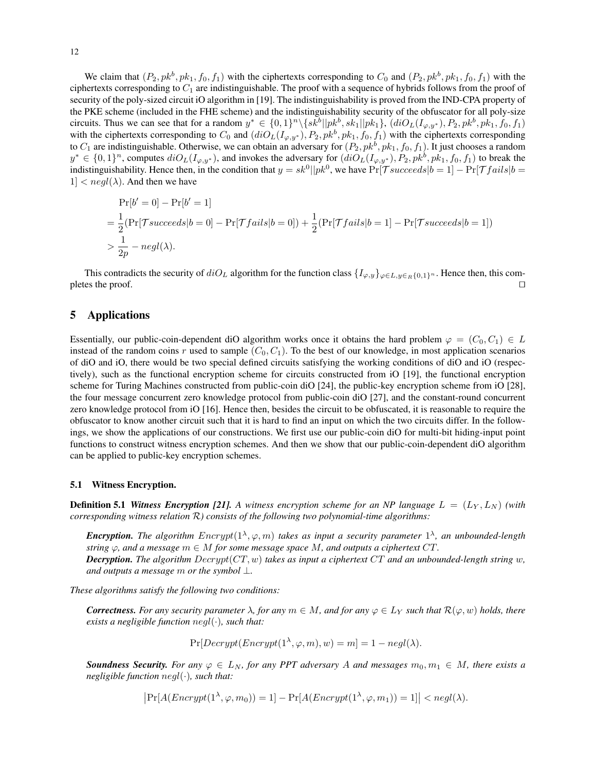We claim that $(P_2, pk^b, pk_1, f_0, f_1)$ with the ciphertexts corresponding to $C_0$ and $(P_2, pk^b, pk_1, f_0, f_1)$ with the ciphertexts corresponding to $C_1$ are indistinguishable. The proof with a sequence of hybrids follows from the proof of security of the poly-sized circuit iO algorithm in [19]. The indistinguishability is proved from the IND-CPA property of the PKE scheme (included in the FHE scheme) and the indistinguishability security of the obfuscator for all poly-size circuits. Thus we can see that for a random $y^* \in \{0,1\}^n \backslash \{sk^b||pk^b, sk_1||pk_1\}$, $(diO_L(I_{\varphi,y^*}), P_2, pk^b, pk_1, f_0, f_1)$ with the ciphertexts corresponding to $C_0$ and $(diO_L(I_{\varphi,y^*}), P_2, pk^b, pk_1, f_0, f_1)$ with the ciphertexts corresponding to $C_1$ are indistinguishable. Otherwise, we can obtain an adversary for $(P_2, pk^b, pk_1, f_0, f_1)$. It just chooses a random $y^* \in \{0,1\}^n$, computes $diO_L(I_{\varphi,y^*})$, and invokes the adversary for $(diO_L(I_{\varphi,y^*}), P_2, pk^b, pk_1, f_0, f_1)$ to break the indistinguishability. Hence then, in the condition that $y = sk^0||pk^0$, we have $\Pr[\mathcal{T} succeeds|b=1] - \Pr[\mathcal{T} fails|b=1] < negl(\lambda)$. And then we have

$$
\begin{aligned}
&\Pr[b'=0] - \Pr[b'=1] \\
&= \frac{1}{2}(\Pr[\mathcal{T} succeeds|b=0] - \Pr[\mathcal{T} fails|b=0]) + \frac{1}{2}(\Pr[\mathcal{T} fails|b=1] - \Pr[\mathcal{T} succeeds|b=1]) \\
&> \frac{1}{2p} - negl(\lambda).
\end{aligned}
$$

This contradicts the security of $diO_L$ algorithm for the function class $\{I_{\varphi,y}\}_{\varphi \in L, y \in_R \{0,1\}^n}$. Hence then, this completes the proof. □

## 5 Applications

Essentially, our public-coin-dependent diO algorithm works once it obtains the hard problem $\varphi = (C_0, C_1) \in L$ instead of the random coins $r$ used to sample $(C_0, C_1)$. To the best of our knowledge, in most application scenarios of diO and iO, there would be two special defined circuits satisfying the working conditions of diO and iO (respectively), such as the functional encryption scheme for circuits constructed from iO [19], the functional encryption scheme for Turing Machines constructed from public-coin diO [24], the public-key encryption scheme from iO [28], the four message concurrent zero knowledge protocol from public-coin diO [27], and the constant-round concurrent zero knowledge protocol from iO [16]. Hence then, besides the circuit to be obfuscated, it is reasonable to require the obfuscator to know another circuit such that it is hard to find an input on which the two circuits differ. In the followings, we show the applications of our constructions. We first use our public-coin diO for multi-bit hiding-input point functions to construct witness encryption schemes. And then we show that our public-coin-dependent diO algorithm can be applied to public-key encryption schemes.

### 5.1 Witness Encryption.

**Definition 5.1** ***Witness Encryption [21].*** *A witness encryption scheme for an NP language $L = (L_Y, L_N)$ (with corresponding witness relation $\mathcal{R}$) consists of the following two polynomial-time algorithms:*

***Encryption.*** *The algorithm $Encrypt(1^\lambda, \varphi, m)$ takes as input a security parameter $1^\lambda$, an unbounded-length string $\varphi$, and a message $m \in M$ for some message space $M$, and outputs a ciphertext $CT$.*

***Decryption.*** *The algorithm $Decrypt(CT, w)$ takes as input a ciphertext $CT$ and an unbounded-length string $w$, and outputs a message $m$ or the symbol $\perp$.*

*These algorithms satisfy the following two conditions:*

***Correctness.*** *For any security parameter $\lambda$, for any $m \in M$, and for any $\varphi \in L_Y$ such that $\mathcal{R}(\varphi, w)$ holds, there exists a negligible function $negl(\cdot)$, such that:*

$$\Pr[Decrypt(Encrypt(1^\lambda, \varphi, m), w) = m] = 1 - negl(\lambda).$$

***Soundness Security.*** *For any $\varphi \in L_N$, for any PPT adversary $A$ and messages $m_0, m_1 \in M$, there exists a negligible function $negl(\cdot)$, such that:*

$$\left|\Pr[A(Encrypt(1^\lambda, \varphi, m_0)) = 1] - \Pr[A(Encrypt(1^\lambda, \varphi, m_1)) = 1]\right| < negl(\lambda).$$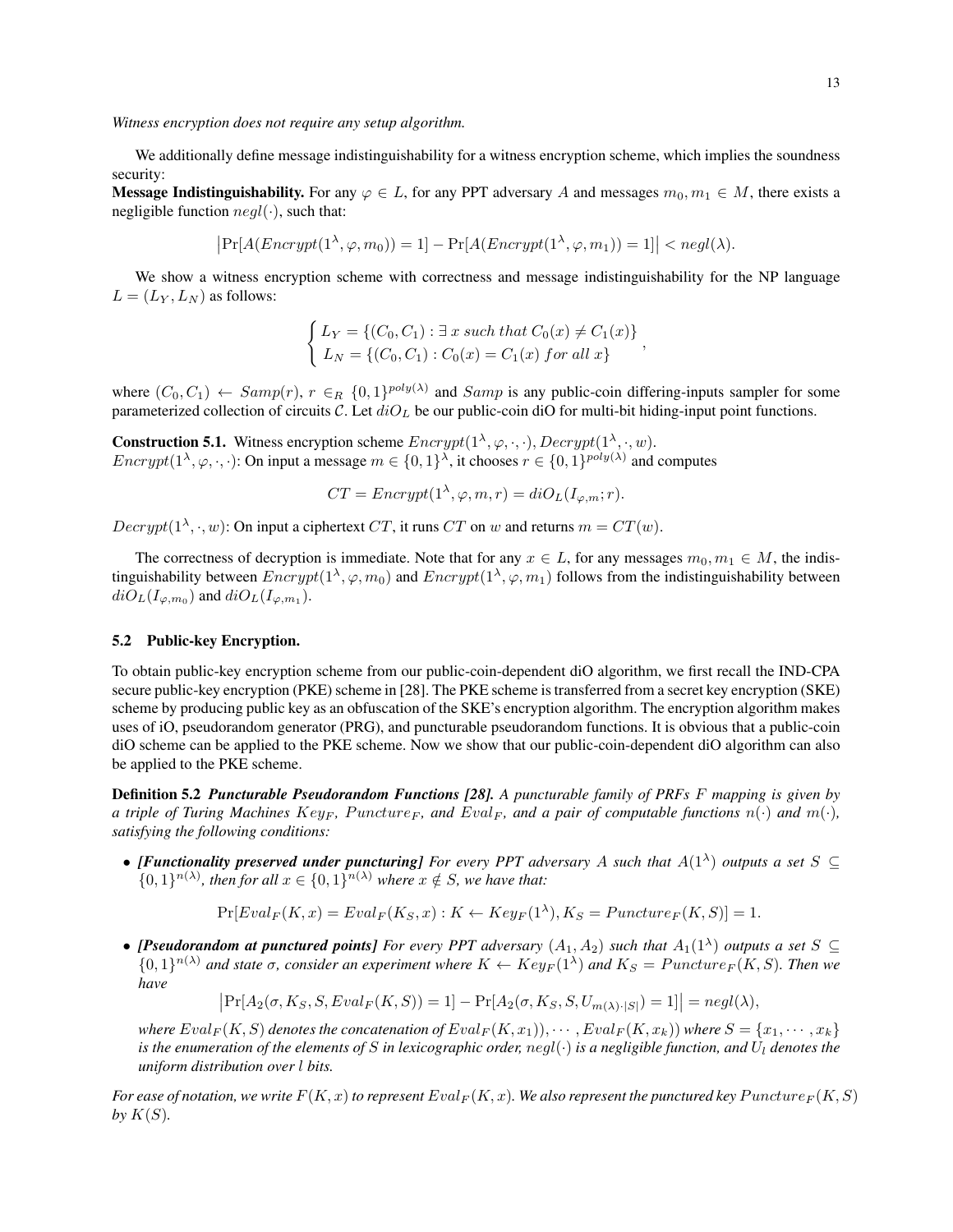*Witness encryption does not require any setup algorithm.*

We additionally define message indistinguishability for a witness encryption scheme, which implies the soundness security:

**Message Indistinguishability.** For any $\varphi \in L$, for any PPT adversary $A$ and messages $m_0, m_1 \in M$, there exists a negligible function $negl(\cdot)$, such that:

$$\left|\Pr[A(Encrypt(1^\lambda, \varphi, m_0)) = 1] - \Pr[A(Encrypt(1^\lambda, \varphi, m_1)) = 1]\right| < negl(\lambda).$$

We show a witness encryption scheme with correctness and message indistinguishability for the NP language $L = (L_Y, L_N)$ as follows:

$$\begin{cases} L_Y = \{(C_0, C_1) : \exists\, x \; such\; that\; C_0(x) \neq C_1(x)\} \\ L_N = \{(C_0, C_1) : C_0(x) = C_1(x) \; for\; all\; x\} \end{cases},$$

where $(C_0, C_1) \leftarrow Samp(r)$, $r \in_R \{0,1\}^{poly(\lambda)}$ and $Samp$ is any public-coin differing-inputs sampler for some parameterized collection of circuits $\mathcal{C}$. Let $diO_L$ be our public-coin diO for multi-bit hiding-input point functions.

**Construction 5.1.** Witness encryption scheme $Encrypt(1^\lambda, \varphi, \cdot, \cdot), Decrypt(1^\lambda, \cdot, w)$.
$Encrypt(1^\lambda, \varphi, \cdot, \cdot)$: On input a message $m \in \{0,1\}^\lambda$, it chooses $r \in \{0,1\}^{poly(\lambda)}$ and computes

$$CT = Encrypt(1^\lambda, \varphi, m, r) = diO_L(I_{\varphi,m}; r).$$

$Decrypt(1^\lambda, \cdot, w)$: On input a ciphertext $CT$, it runs $CT$ on $w$ and returns $m = CT(w)$.

The correctness of decryption is immediate. Note that for any $x \in L$, for any messages $m_0, m_1 \in M$, the indistinguishability between $Encrypt(1^\lambda, \varphi, m_0)$ and $Encrypt(1^\lambda, \varphi, m_1)$ follows from the indistinguishability between $diO_L(I_{\varphi,m_0})$ and $diO_L(I_{\varphi,m_1})$.

### 5.2 Public-key Encryption.

To obtain public-key encryption scheme from our public-coin-dependent diO algorithm, we first recall the IND-CPA secure public-key encryption (PKE) scheme in [28]. The PKE scheme is transferred from a secret key encryption (SKE) scheme by producing public key as an obfuscation of the SKE's encryption algorithm. The encryption algorithm makes uses of iO, pseudorandom generator (PRG), and puncturable pseudorandom functions. It is obvious that a public-coin diO scheme can be applied to the PKE scheme. Now we show that our public-coin-dependent diO algorithm can also be applied to the PKE scheme.

**Definition 5.2** ***Puncturable Pseudorandom Functions [28].*** *A puncturable family of PRFs $F$ mapping is given by a triple of Turing Machines $Key_F$, $Puncture_F$, and $Eval_F$, and a pair of computable functions $n(\cdot)$ and $m(\cdot)$, satisfying the following conditions:*

- ***[Functionality preserved under puncturing]*** *For every PPT adversary $A$ such that $A(1^\lambda)$ outputs a set $S \subseteq \{0,1\}^{n(\lambda)}$, then for all $x \in \{0,1\}^{n(\lambda)}$ where $x \notin S$, we have that:*

$$\Pr[Eval_F(K, x) = Eval_F(K_S, x) : K \leftarrow Key_F(1^\lambda), K_S = Puncture_F(K, S)] = 1.$$

- ***[Pseudorandom at punctured points]*** *For every PPT adversary $(A_1, A_2)$ such that $A_1(1^\lambda)$ outputs a set $S \subseteq \{0,1\}^{n(\lambda)}$ and state $\sigma$, consider an experiment where $K \leftarrow Key_F(1^\lambda)$ and $K_S = Puncture_F(K, S)$. Then we have*

$$\left|\Pr[A_2(\sigma, K_S, S, Eval_F(K, S)) = 1] - \Pr[A_2(\sigma, K_S, S, U_{m(\lambda)\cdot|S|}) = 1]\right| = negl(\lambda),$$

*where $Eval_F(K, S)$ denotes the concatenation of $Eval_F(K, x_1)), \cdots, Eval_F(K, x_k))$ where $S = \{x_1, \cdots, x_k\}$ is the enumeration of the elements of $S$ in lexicographic order, $negl(\cdot)$ is a negligible function, and $U_l$ denotes the uniform distribution over $l$ bits.*

*For ease of notation, we write $F(K, x)$ to represent $Eval_F(K, x)$. We also represent the punctured key $Puncture_F(K, S)$ by $K(S)$.*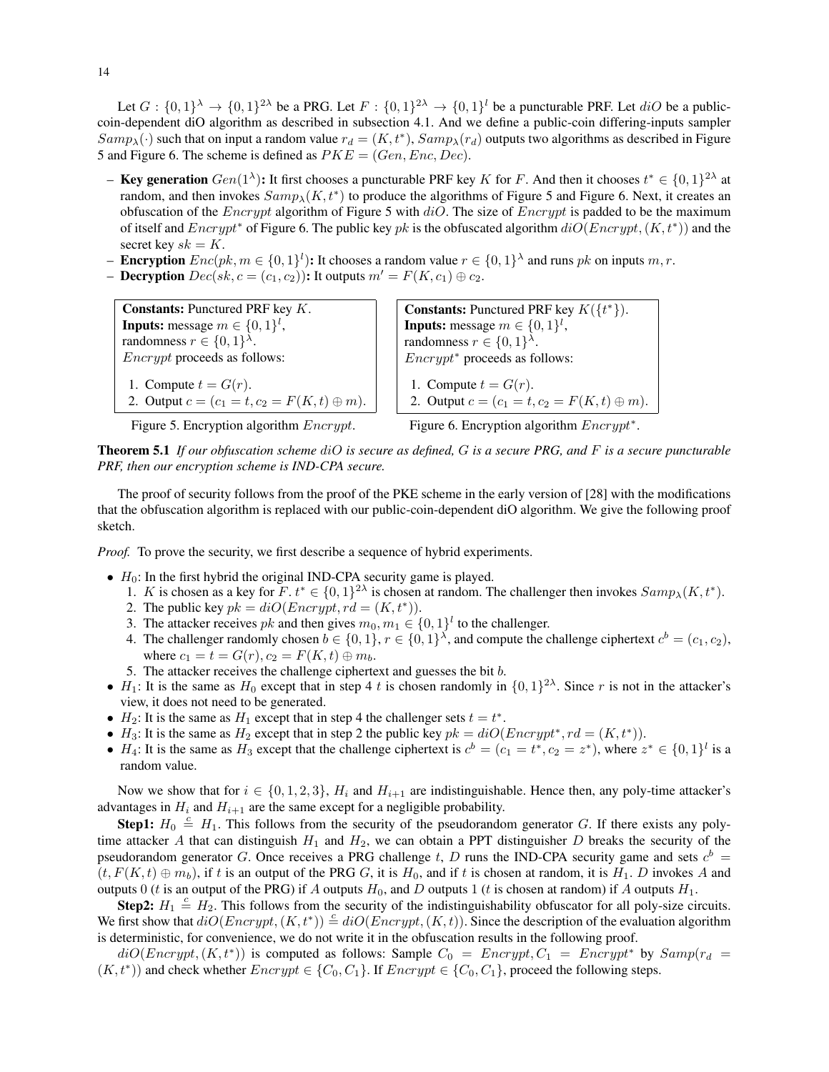Let $G : \{0,1\}^\lambda \to \{0,1\}^{2\lambda}$ be a PRG. Let $F : \{0,1\}^{2\lambda} \to \{0,1\}^l$ be a puncturable PRF. Let $diO$ be a public-coin-dependent diO algorithm as described in subsection 4.1. And we define a public-coin differing-inputs sampler $Samp_\lambda(\cdot)$ such that on input a random value $r_d = (K, t^*)$, $Samp_\lambda(r_d)$ outputs two algorithms as described in Figure 5 and Figure 6. The scheme is defined as $PKE = (Gen, Enc, Dec)$.

- **Key generation** $Gen(1^\lambda)$**:** It first chooses a puncturable PRF key $K$ for $F$. And then it chooses $t^* \in \{0,1\}^{2\lambda}$ at random, and then invokes $Samp_\lambda(K, t^*)$ to produce the algorithms of Figure 5 and Figure 6. Next, it creates an obfuscation of the $Encrypt$ algorithm of Figure 5 with $diO$. The size of $Encrypt$ is padded to be the maximum of itself and $Encrypt^*$ of Figure 6. The public key $pk$ is the obfuscated algorithm $diO(Encrypt, (K, t^*))$ and the secret key $sk = K$.
- **Encryption** $Enc(pk, m \in \{0,1\}^l)$**:** It chooses a random value $r \in \{0,1\}^\lambda$ and runs $pk$ on inputs $m, r$.
- **Decryption** $Dec(sk, c = (c_1, c_2))$**:** It outputs $m' = F(K, c_1) \oplus c_2$.

**Constants:** Punctured PRF key $K$.
**Inputs:** message $m \in \{0,1\}^l$,
randomness $r \in \{0,1\}^\lambda$.
$Encrypt$ proceeds as follows:

1. Compute $t = G(r)$.
2. Output $c = (c_1 = t, c_2 = F(K, t) \oplus m)$.

Figure 5. Encryption algorithm $Encrypt$.

**Constants:** Punctured PRF key $K(\{t^*\})$.
**Inputs:** message $m \in \{0,1\}^l$,
randomness $r \in \{0,1\}^\lambda$.
$Encrypt^*$ proceeds as follows:

1. Compute $t = G(r)$.
2. Output $c = (c_1 = t, c_2 = F(K, t) \oplus m)$.

Figure 6. Encryption algorithm $Encrypt^*$.

**Theorem 5.1** *If our obfuscation scheme $diO$ is secure as defined, $G$ is a secure PRG, and $F$ is a secure puncturable PRF, then our encryption scheme is IND-CPA secure.*

The proof of security follows from the proof of the PKE scheme in the early version of [28] with the modifications that the obfuscation algorithm is replaced with our public-coin-dependent diO algorithm. We give the following proof sketch.

*Proof.* To prove the security, we first describe a sequence of hybrid experiments.

- $H_0$: In the first hybrid the original IND-CPA security game is played.
  1. $K$ is chosen as a key for $F$. $t^* \in \{0,1\}^{2\lambda}$ is chosen at random. The challenger then invokes $Samp_\lambda(K, t^*)$.
  2. The public key $pk = diO(Encrypt, rd = (K, t^*))$.
  3. The attacker receives $pk$ and then gives $m_0, m_1 \in \{0,1\}^l$ to the challenger.
  4. The challenger randomly chosen $b \in \{0,1\}$, $r \in \{0,1\}^\lambda$, and compute the challenge ciphertext $c^b = (c_1, c_2)$, where $c_1 = t = G(r)$, $c_2 = F(K, t) \oplus m_b$.
  5. The attacker receives the challenge ciphertext and guesses the bit $b$.
- $H_1$: It is the same as $H_0$ except that in step 4 $t$ is chosen randomly in $\{0,1\}^{2\lambda}$. Since $r$ is not in the attacker's view, it does not need to be generated.
- $H_2$: It is the same as $H_1$ except that in step 4 the challenger sets $t = t^*$.
- $H_3$: It is the same as $H_2$ except that in step 2 the public key $pk = diO(Encrypt^*, rd = (K, t^*))$.
- $H_4$: It is the same as $H_3$ except that the challenge ciphertext is $c^b = (c_1 = t^*, c_2 = z^*)$, where $z^* \in \{0,1\}^l$ is a random value.

Now we show that for $i \in \{0,1,2,3\}$, $H_i$ and $H_{i+1}$ are indistinguishable. Hence then, any poly-time attacker's advantages in $H_i$ and $H_{i+1}$ are the same except for a negligible probability.

**Step1:** $H_0 \stackrel{c}{=} H_1$. This follows from the security of the pseudorandom generator $G$. If there exists any poly-time attacker $A$ that can distinguish $H_1$ and $H_2$, we can obtain a PPT distinguisher $D$ breaks the security of the pseudorandom generator $G$. Once receives a PRG challenge $t$, $D$ runs the IND-CPA security game and sets $c^b = (t, F(K,t) \oplus m_b)$, if $t$ is an output of the PRG $G$, it is $H_0$, and if $t$ is chosen at random, it is $H_1$. $D$ invokes $A$ and outputs 0 ($t$ is an output of the PRG) if $A$ outputs $H_0$, and $D$ outputs 1 ($t$ is chosen at random) if $A$ outputs $H_1$.

**Step2:** $H_1 \stackrel{c}{=} H_2$. This follows from the security of the indistinguishability obfuscator for all poly-size circuits. We first show that $diO(Encrypt, (K, t^*)) \stackrel{c}{=} diO(Encrypt, (K, t))$. Since the description of the evaluation algorithm is deterministic, for convenience, we do not write it in the obfuscation results in the following proof.

$diO(Encrypt, (K, t^*))$ is computed as follows: Sample $C_0 = Encrypt, C_1 = Encrypt^*$ by $Samp(r_d = (K, t^*))$ and check whether $Encrypt \in \{C_0, C_1\}$. If $Encrypt \in \{C_0, C_1\}$, proceed the following steps.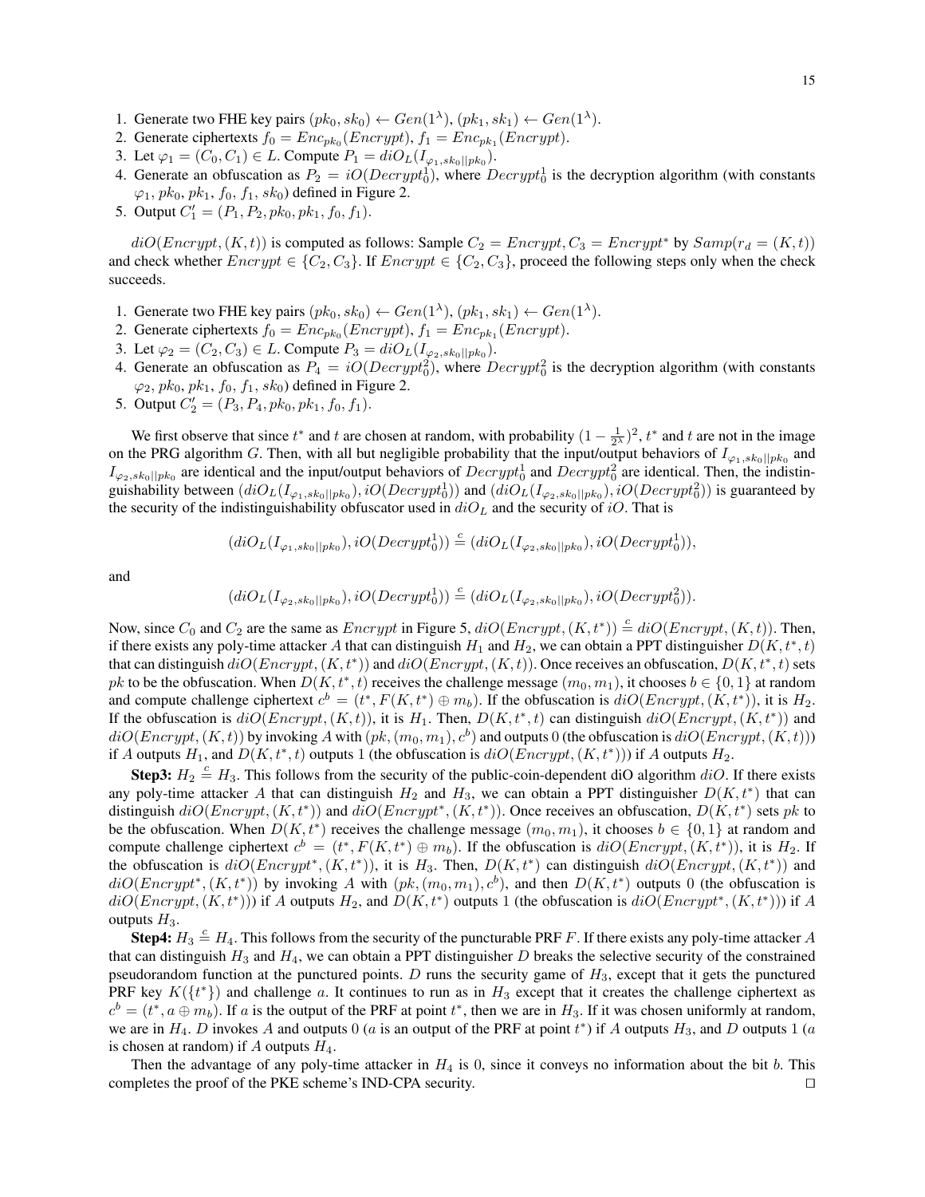1. Generate two FHE key pairs $(pk_0, sk_0) \leftarrow Gen(1^\lambda)$, $(pk_1, sk_1) \leftarrow Gen(1^\lambda)$.
2. Generate ciphertexts $f_0 = Enc_{pk_0}(Encrypt)$, $f_1 = Enc_{pk_1}(Encrypt)$.
3. Let $\varphi_1 = (C_0, C_1) \in L$. Compute $P_1 = diO_L(I_{\varphi_1, sk_0||pk_0})$.
4. Generate an obfuscation as $P_2 = iO(Decrypt_0^1)$, where $Decrypt_0^1$ is the decryption algorithm (with constants $\varphi_1$, $pk_0$, $pk_1$, $f_0$, $f_1$, $sk_0$) defined in Figure 2.
5. Output $C_1' = (P_1, P_2, pk_0, pk_1, f_0, f_1)$.

$diO(Encrypt, (K, t))$ is computed as follows: Sample $C_2 = Encrypt, C_3 = Encrypt^*$ by $Samp(r_d = (K, t))$ and check whether $Encrypt \in \{C_2, C_3\}$. If $Encrypt \in \{C_2, C_3\}$, proceed the following steps only when the check succeeds.

1. Generate two FHE key pairs $(pk_0, sk_0) \leftarrow Gen(1^\lambda)$, $(pk_1, sk_1) \leftarrow Gen(1^\lambda)$.
2. Generate ciphertexts $f_0 = Enc_{pk_0}(Encrypt)$, $f_1 = Enc_{pk_1}(Encrypt)$.
3. Let $\varphi_2 = (C_2, C_3) \in L$. Compute $P_3 = diO_L(I_{\varphi_2, sk_0||pk_0})$.
4. Generate an obfuscation as $P_4 = iO(Decrypt_0^2)$, where $Decrypt_0^2$ is the decryption algorithm (with constants $\varphi_2$, $pk_0$, $pk_1$, $f_0$, $f_1$, $sk_0$) defined in Figure 2.
5. Output $C_2' = (P_3, P_4, pk_0, pk_1, f_0, f_1)$.

We first observe that since $t^*$ and $t$ are chosen at random, with probability $(1 - \frac{1}{2^\lambda})^2$, $t^*$ and $t$ are not in the image on the PRG algorithm $G$. Then, with all but negligible probability that the input/output behaviors of $I_{\varphi_1, sk_0||pk_0}$ and $I_{\varphi_2, sk_0||pk_0}$ are identical and the input/output behaviors of $Decrypt_0^1$ and $Decrypt_0^2$ are identical. Then, the indistinguishability between $(diO_L(I_{\varphi_1, sk_0||pk_0}), iO(Decrypt_0^1))$ and $(diO_L(I_{\varphi_2, sk_0||pk_0}), iO(Decrypt_0^2))$ is guaranteed by the security of the indistinguishability obfuscator used in $diO_L$ and the security of $iO$. That is

$$(diO_L(I_{\varphi_1, sk_0||pk_0}), iO(Decrypt_0^1)) \stackrel{c}{=} (diO_L(I_{\varphi_2, sk_0||pk_0}), iO(Decrypt_0^1)),$$

and

$$(diO_L(I_{\varphi_2, sk_0||pk_0}), iO(Decrypt_0^1)) \stackrel{c}{=} (diO_L(I_{\varphi_2, sk_0||pk_0}), iO(Decrypt_0^2)).$$

Now, since $C_0$ and $C_2$ are the same as $Encrypt$ in Figure 5, $diO(Encrypt, (K, t^*)) \stackrel{c}{=} diO(Encrypt, (K, t))$. Then, if there exists any poly-time attacker $A$ that can distinguish $H_1$ and $H_2$, we can obtain a PPT distinguisher $D(K, t^*, t)$ that can distinguish $diO(Encrypt, (K, t^*))$ and $diO(Encrypt, (K, t))$. Once receives an obfuscation, $D(K, t^*, t)$ sets $pk$ to be the obfuscation. When $D(K, t^*, t)$ receives the challenge message $(m_0, m_1)$, it chooses $b \in \{0, 1\}$ at random and compute challenge ciphertext $c^b = (t^*, F(K, t^*) \oplus m_b)$. If the obfuscation is $diO(Encrypt, (K, t^*))$, it is $H_2$. If the obfuscation is $diO(Encrypt, (K, t))$, it is $H_1$. Then, $D(K, t^*, t)$ can distinguish $diO(Encrypt, (K, t^*))$ and $diO(Encrypt, (K, t))$ by invoking $A$ with $(pk, (m_0, m_1), c^b)$ and outputs 0 (the obfuscation is $diO(Encrypt, (K, t))$) if $A$ outputs $H_1$, and $D(K, t^*, t)$ outputs 1 (the obfuscation is $diO(Encrypt, (K, t^*))$) if $A$ outputs $H_2$.

**Step3:** $H_2 \stackrel{c}{=} H_3$. This follows from the security of the public-coin-dependent diO algorithm $diO$. If there exists any poly-time attacker $A$ that can distinguish $H_2$ and $H_3$, we can obtain a PPT distinguisher $D(K, t^*)$ that can distinguish $diO(Encrypt, (K, t^*))$ and $diO(Encrypt^*, (K, t^*))$. Once receives an obfuscation, $D(K, t^*)$ sets $pk$ to be the obfuscation. When $D(K, t^*)$ receives the challenge message $(m_0, m_1)$, it chooses $b \in \{0, 1\}$ at random and compute challenge ciphertext $c^b = (t^*, F(K, t^*) \oplus m_b)$. If the obfuscation is $diO(Encrypt, (K, t^*))$, it is $H_2$. If the obfuscation is $diO(Encrypt^*, (K, t^*))$, it is $H_3$. Then, $D(K, t^*)$ can distinguish $diO(Encrypt, (K, t^*))$ and $diO(Encrypt^*, (K, t^*))$ by invoking $A$ with $(pk, (m_0, m_1), c^b)$, and then $D(K, t^*)$ outputs 0 (the obfuscation is $diO(Encrypt, (K, t^*))$) if $A$ outputs $H_2$, and $D(K, t^*)$ outputs 1 (the obfuscation is $diO(Encrypt^*, (K, t^*))$) if $A$ outputs $H_3$.

**Step4:** $H_3 \stackrel{c}{=} H_4$. This follows from the security of the puncturable PRF $F$. If there exists any poly-time attacker $A$ that can distinguish $H_3$ and $H_4$, we can obtain a PPT distinguisher $D$ breaks the selective security of the constrained pseudorandom function at the punctured points. $D$ runs the security game of $H_3$, except that it gets the punctured PRF key $K(\{t^*\})$ and challenge $a$. It continues to run as in $H_3$ except that it creates the challenge ciphertext as $c^b = (t^*, a \oplus m_b)$. If $a$ is the output of the PRF at point $t^*$, then we are in $H_3$. If it was chosen uniformly at random, we are in $H_4$. $D$ invokes $A$ and outputs 0 ($a$ is an output of the PRF at point $t^*$) if $A$ outputs $H_3$, and $D$ outputs 1 ($a$ is chosen at random) if $A$ outputs $H_4$.

Then the advantage of any poly-time attacker in $H_4$ is 0, since it conveys no information about the bit $b$. This completes the proof of the PKE scheme's IND-CPA security. □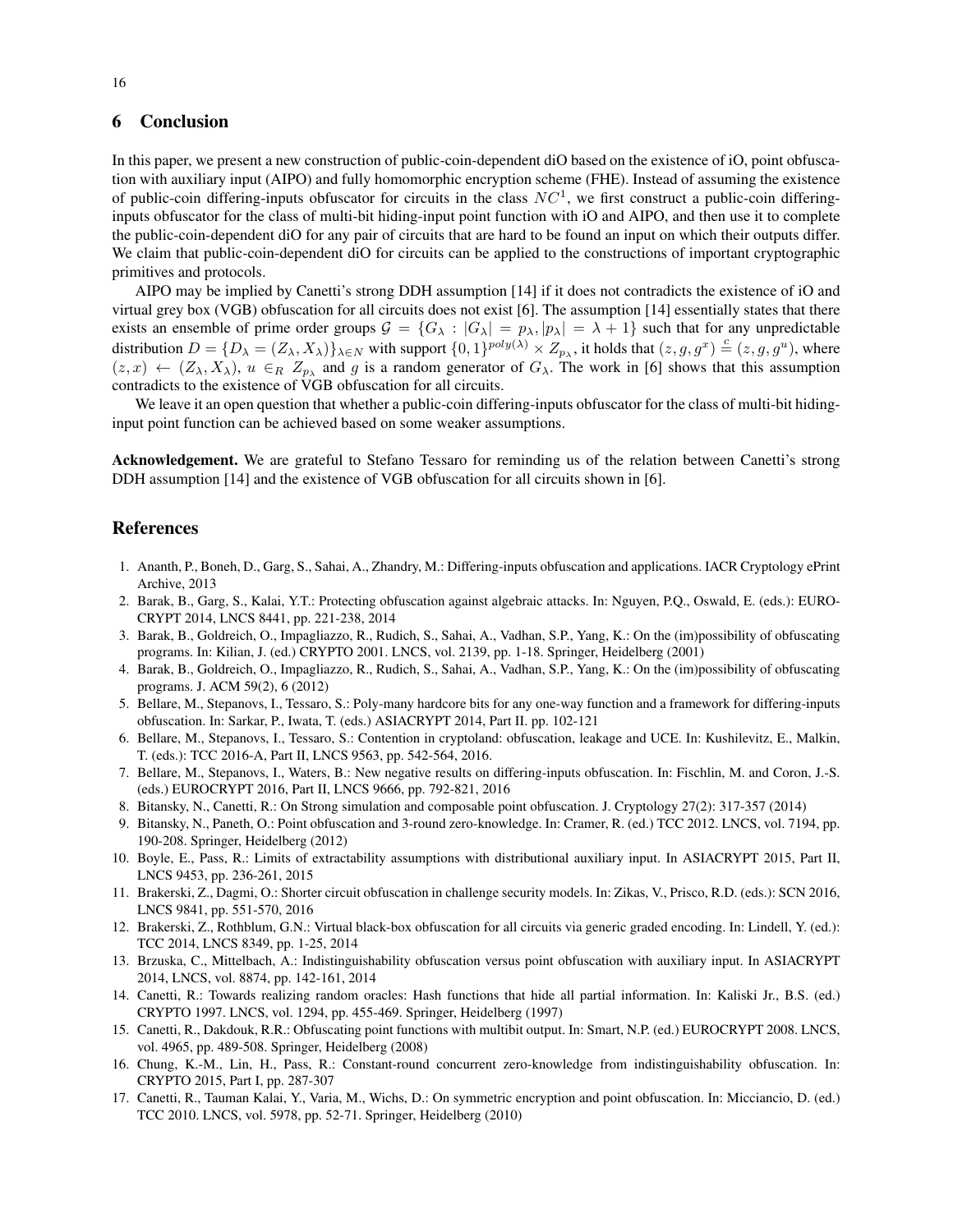## 6 Conclusion

In this paper, we present a new construction of public-coin-dependent diO based on the existence of iO, point obfuscation with auxiliary input (AIPO) and fully homomorphic encryption scheme (FHE). Instead of assuming the existence of public-coin differing-inputs obfuscator for circuits in the class $NC^1$, we first construct a public-coin differing-inputs obfuscator for the class of multi-bit hiding-input point function with iO and AIPO, and then use it to complete the public-coin-dependent diO for any pair of circuits that are hard to be found an input on which their outputs differ. We claim that public-coin-dependent diO for circuits can be applied to the constructions of important cryptographic primitives and protocols.

AIPO may be implied by Canetti's strong DDH assumption [14] if it does not contradicts the existence of iO and virtual grey box (VGB) obfuscation for all circuits does not exist [6]. The assumption [14] essentially states that there exists an ensemble of prime order groups $\mathcal{G} = \{G_\lambda : |G_\lambda| = p_\lambda, |p_\lambda| = \lambda + 1\}$ such that for any unpredictable distribution $D = \{D_\lambda = (Z_\lambda, X_\lambda)\}_{\lambda \in N}$ with support $\{0,1\}^{poly(\lambda)} \times Z_{p_\lambda}$, it holds that $(z, g, g^x) \stackrel{c}{=} (z, g, g^u)$, where $(z, x) \leftarrow (Z_\lambda, X_\lambda)$, $u \in_R Z_{p_\lambda}$ and $g$ is a random generator of $G_\lambda$. The work in [6] shows that this assumption contradicts to the existence of VGB obfuscation for all circuits.

We leave it an open question that whether a public-coin differing-inputs obfuscator for the class of multi-bit hiding-input point function can be achieved based on some weaker assumptions.

**Acknowledgement.** We are grateful to Stefano Tessaro for reminding us of the relation between Canetti's strong DDH assumption [14] and the existence of VGB obfuscation for all circuits shown in [6].

## References

1. Ananth, P., Boneh, D., Garg, S., Sahai, A., Zhandry, M.: Differing-inputs obfuscation and applications. IACR Cryptology ePrint Archive, 2013
2. Barak, B., Garg, S., Kalai, Y.T.: Protecting obfuscation against algebraic attacks. In: Nguyen, P.Q., Oswald, E. (eds.): EUROCRYPT 2014, LNCS 8441, pp. 221-238, 2014
3. Barak, B., Goldreich, O., Impagliazzo, R., Rudich, S., Sahai, A., Vadhan, S.P., Yang, K.: On the (im)possibility of obfuscating programs. In: Kilian, J. (ed.) CRYPTO 2001. LNCS, vol. 2139, pp. 1-18. Springer, Heidelberg (2001)
4. Barak, B., Goldreich, O., Impagliazzo, R., Rudich, S., Sahai, A., Vadhan, S.P., Yang, K.: On the (im)possibility of obfuscating programs. J. ACM 59(2), 6 (2012)
5. Bellare, M., Stepanovs, I., Tessaro, S.: Poly-many hardcore bits for any one-way function and a framework for differing-inputs obfuscation. In: Sarkar, P., Iwata, T. (eds.) ASIACRYPT 2014, Part II. pp. 102-121
6. Bellare, M., Stepanovs, I., Tessaro, S.: Contention in cryptoland: obfuscation, leakage and UCE. In: Kushilevitz, E., Malkin, T. (eds.): TCC 2016-A, Part II, LNCS 9563, pp. 542-564, 2016.
7. Bellare, M., Stepanovs, I., Waters, B.: New negative results on differing-inputs obfuscation. In: Fischlin, M. and Coron, J.-S. (eds.) EUROCRYPT 2016, Part II, LNCS 9666, pp. 792-821, 2016
8. Bitansky, N., Canetti, R.: On Strong simulation and composable point obfuscation. J. Cryptology 27(2): 317-357 (2014)
9. Bitansky, N., Paneth, O.: Point obfuscation and 3-round zero-knowledge. In: Cramer, R. (ed.) TCC 2012. LNCS, vol. 7194, pp. 190-208. Springer, Heidelberg (2012)
10. Boyle, E., Pass, R.: Limits of extractability assumptions with distributional auxiliary input. In ASIACRYPT 2015, Part II, LNCS 9453, pp. 236-261, 2015
11. Brakerski, Z., Dagmi, O.: Shorter circuit obfuscation in challenge security models. In: Zikas, V., Prisco, R.D. (eds.): SCN 2016, LNCS 9841, pp. 551-570, 2016
12. Brakerski, Z., Rothblum, G.N.: Virtual black-box obfuscation for all circuits via generic graded encoding. In: Lindell, Y. (ed.): TCC 2014, LNCS 8349, pp. 1-25, 2014
13. Brzuska, C., Mittelbach, A.: Indistinguishability obfuscation versus point obfuscation with auxiliary input. In ASIACRYPT 2014, LNCS, vol. 8874, pp. 142-161, 2014
14. Canetti, R.: Towards realizing random oracles: Hash functions that hide all partial information. In: Kaliski Jr., B.S. (ed.) CRYPTO 1997. LNCS, vol. 1294, pp. 455-469. Springer, Heidelberg (1997)
15. Canetti, R., Dakdouk, R.R.: Obfuscating point functions with multibit output. In: Smart, N.P. (ed.) EUROCRYPT 2008. LNCS, vol. 4965, pp. 489-508. Springer, Heidelberg (2008)
16. Chung, K.-M., Lin, H., Pass, R.: Constant-round concurrent zero-knowledge from indistinguishability obfuscation. In: CRYPTO 2015, Part I, pp. 287-307
17. Canetti, R., Tauman Kalai, Y., Varia, M., Wichs, D.: On symmetric encryption and point obfuscation. In: Micciancio, D. (ed.) TCC 2010. LNCS, vol. 5978, pp. 52-71. Springer, Heidelberg (2010)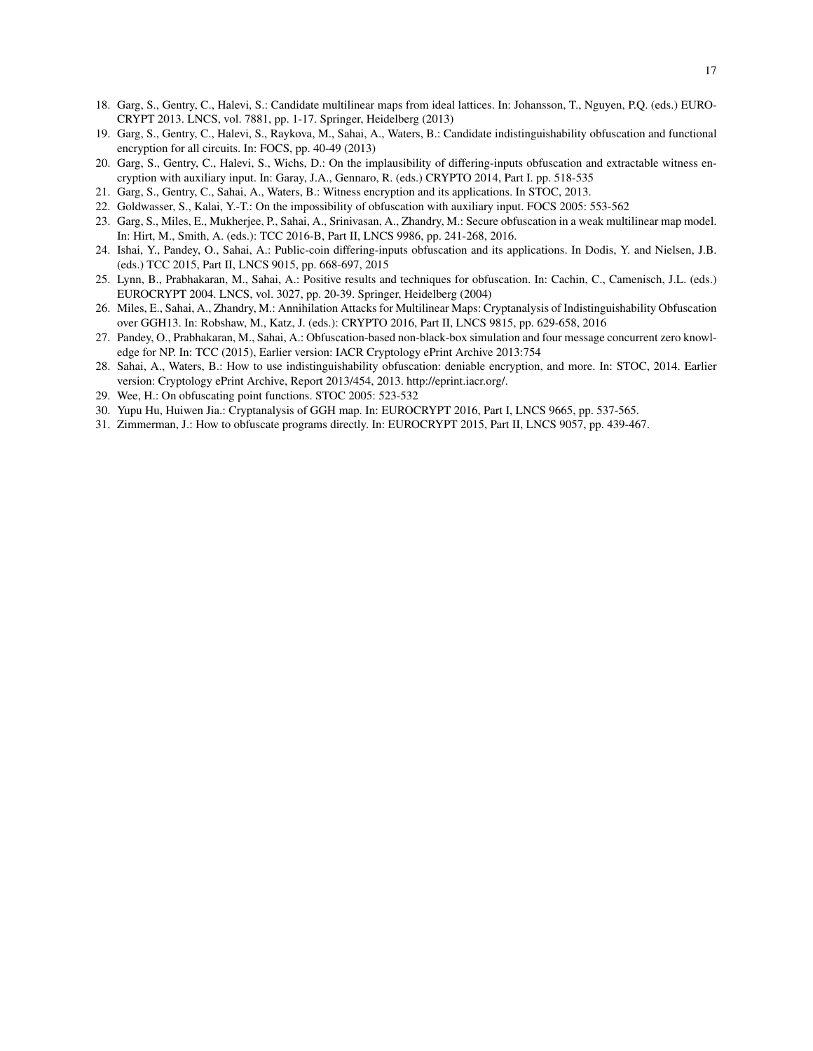18. Garg, S., Gentry, C., Halevi, S.: Candidate multilinear maps from ideal lattices. In: Johansson, T., Nguyen, P.Q. (eds.) EUROCRYPT 2013. LNCS, vol. 7881, pp. 1-17. Springer, Heidelberg (2013)
19. Garg, S., Gentry, C., Halevi, S., Raykova, M., Sahai, A., Waters, B.: Candidate indistinguishability obfuscation and functional encryption for all circuits. In: FOCS, pp. 40-49 (2013)
20. Garg, S., Gentry, C., Halevi, S., Wichs, D.: On the implausibility of differing-inputs obfuscation and extractable witness encryption with auxiliary input. In: Garay, J.A., Gennaro, R. (eds.) CRYPTO 2014, Part I. pp. 518-535
21. Garg, S., Gentry, C., Sahai, A., Waters, B.: Witness encryption and its applications. In STOC, 2013.
22. Goldwasser, S., Kalai, Y.-T.: On the impossibility of obfuscation with auxiliary input. FOCS 2005: 553-562
23. Garg, S., Miles, E., Mukherjee, P., Sahai, A., Srinivasan, A., Zhandry, M.: Secure obfuscation in a weak multilinear map model. In: Hirt, M., Smith, A. (eds.): TCC 2016-B, Part II, LNCS 9986, pp. 241-268, 2016.
24. Ishai, Y., Pandey, O., Sahai, A.: Public-coin differing-inputs obfuscation and its applications. In Dodis, Y. and Nielsen, J.B. (eds.) TCC 2015, Part II, LNCS 9015, pp. 668-697, 2015
25. Lynn, B., Prabhakaran, M., Sahai, A.: Positive results and techniques for obfuscation. In: Cachin, C., Camenisch, J.L. (eds.) EUROCRYPT 2004. LNCS, vol. 3027, pp. 20-39. Springer, Heidelberg (2004)
26. Miles, E., Sahai, A., Zhandry, M.: Annihilation Attacks for Multilinear Maps: Cryptanalysis of Indistinguishability Obfuscation over GGH13. In: Robshaw, M., Katz, J. (eds.): CRYPTO 2016, Part II, LNCS 9815, pp. 629-658, 2016
27. Pandey, O., Prabhakaran, M., Sahai, A.: Obfuscation-based non-black-box simulation and four message concurrent zero knowledge for NP. In: TCC (2015), Earlier version: IACR Cryptology ePrint Archive 2013:754
28. Sahai, A., Waters, B.: How to use indistinguishability obfuscation: deniable encryption, and more. In: STOC, 2014. Earlier version: Cryptology ePrint Archive, Report 2013/454, 2013. http://eprint.iacr.org/.
29. Wee, H.: On obfuscating point functions. STOC 2005: 523-532
30. Yupu Hu, Huiwen Jia.: Cryptanalysis of GGH map. In: EUROCRYPT 2016, Part I, LNCS 9665, pp. 537-565.
31. Zimmerman, J.: How to obfuscate programs directly. In: EUROCRYPT 2015, Part II, LNCS 9057, pp. 439-467.